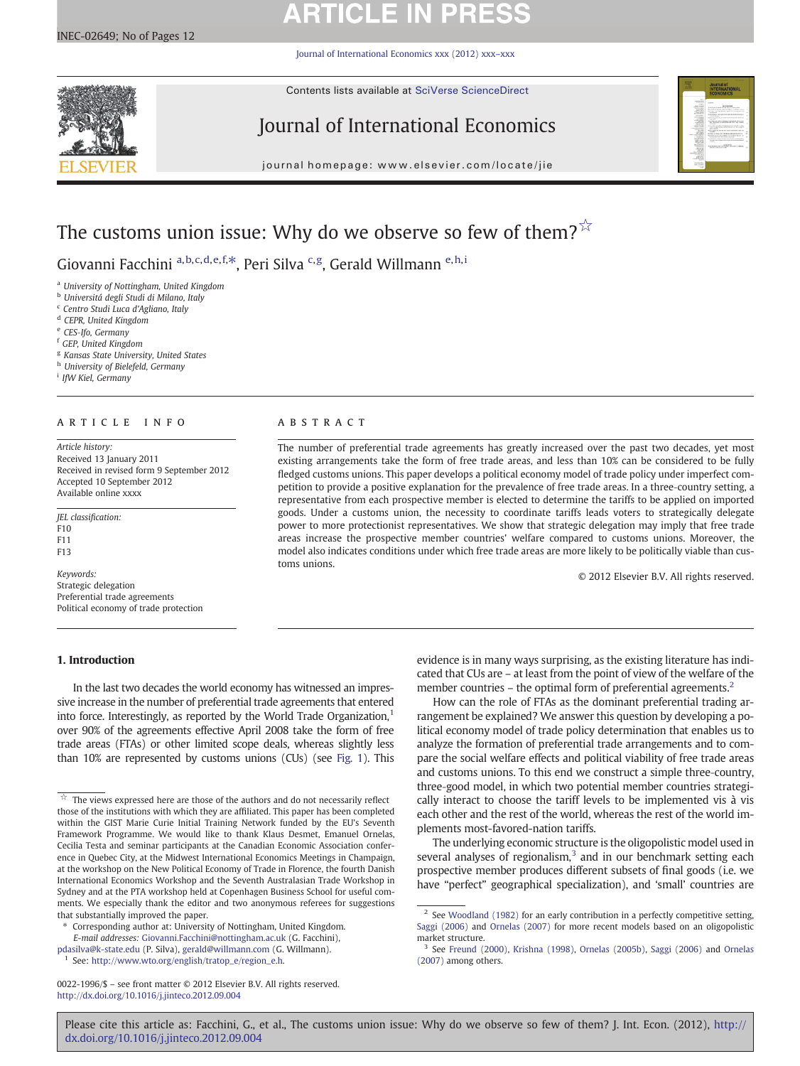# The customs union issue: Why do we observe so few of them?☆

Giovanni Facchini [a,b,c,d,e,f,*], Peri Silva [c,g], Gerald Willmann [e,h,i]

[a] University of Nottingham, United Kingdom
[b] Universitá degli Studi di Milano, Italy
[c] Centro Studi Luca d'Agliano, Italy
[d] CEPR, United Kingdom
[e] CES-Ifo, Germany
[f] GEP, United Kingdom
[g] Kansas State University, United States
[h] University of Bielefeld, Germany
[i] IfW Kiel, Germany

## ARTICLE INFO

*Article history:*
Received 13 January 2011
Received in revised form 9 September 2012
Accepted 10 September 2012
Available online xxxx

*JEL classification:*
F10
F11
F13

*Keywords:*
Strategic delegation
Preferential trade agreements
Political economy of trade protection

## ABSTRACT

The number of preferential trade agreements has greatly increased over the past two decades, yet most existing arrangements take the form of free trade areas, and less than 10% can be considered to be fully fledged customs unions. This paper develops a political economy model of trade policy under imperfect competition to provide a positive explanation for the prevalence of free trade areas. In a three-country setting, a representative from each prospective member is elected to determine the tariffs to be applied on imported goods. Under a customs union, the necessity to coordinate tariffs leads voters to strategically delegate power to more protectionist representatives. We show that strategic delegation may imply that free trade areas increase the prospective member countries' welfare compared to customs unions. Moreover, the model also indicates conditions under which free trade areas are more likely to be politically viable than customs unions.

© 2012 Elsevier B.V. All rights reserved.

## 1. Introduction

In the last two decades the world economy has witnessed an impressive increase in the number of preferential trade agreements that entered into force. Interestingly, as reported by the World Trade Organization,[1] over 90% of the agreements effective April 2008 take the form of free trade areas (FTAs) or other limited scope deals, whereas slightly less than 10% are represented by customs unions (CUs) (see Fig. 1). This evidence is in many ways surprising, as the existing literature has indicated that CUs are – at least from the point of view of the welfare of the member countries – the optimal form of preferential agreements.[2]

How can the role of FTAs as the dominant preferential trading arrangement be explained? We answer this question by developing a political economy model of trade policy determination that enables us to analyze the formation of preferential trade arrangements and to compare the social welfare effects and political viability of free trade areas and customs unions. To this end we construct a simple three-country, three-good model, in which two potential member countries strategically interact to choose the tariff levels to be implemented vis à vis each other and the rest of the world, whereas the rest of the world implements most-favored-nation tariffs.

The underlying economic structure is the oligopolistic model used in several analyses of regionalism,[3] and in our benchmark setting each prospective member produces different subsets of final goods (i.e. we have "perfect" geographical specialization), and 'small' countries are

☆ The views expressed here are those of the authors and do not necessarily reflect those of the institutions with which they are affiliated. This paper has been completed within the GIST Marie Curie Initial Training Network funded by the EU's Seventh Framework Programme. We would like to thank Klaus Desmet, Emanuel Ornelas, Cecilia Testa and seminar participants at the Canadian Economic Association conference in Quebec City, at the Midwest International Economics Meetings in Champaign, at the workshop on the New Political Economy of Trade in Florence, the fourth Danish International Economics Workshop and the Seventh Australasian Trade Workshop in Sydney and at the PTA workshop held at Copenhagen Business School for useful comments. We especially thank the editor and two anonymous referees for suggestions that substantially improved the paper.

\* Corresponding author at: University of Nottingham, United Kingdom.
*E-mail addresses:* Giovanni.Facchini@nottingham.ac.uk (G. Facchini), pdasilva@k-state.edu (P. Silva), gerald@willmann.com (G. Willmann).

[1] See: http://www.wto.org/english/tratop_e/region_e.h.

[2] See Woodland (1982) for an early contribution in a perfectly competitive setting, Saggi (2006) and Ornelas (2007) for more recent models based on an oligopolistic market structure.

[3] See Freund (2000), Krishna (1998), Ornelas (2005b), Saggi (2006) and Ornelas (2007) among others.

0022-1996/$ – see front matter © 2012 Elsevier B.V. All rights reserved.
http://dx.doi.org/10.1016/j.jinteco.2012.09.004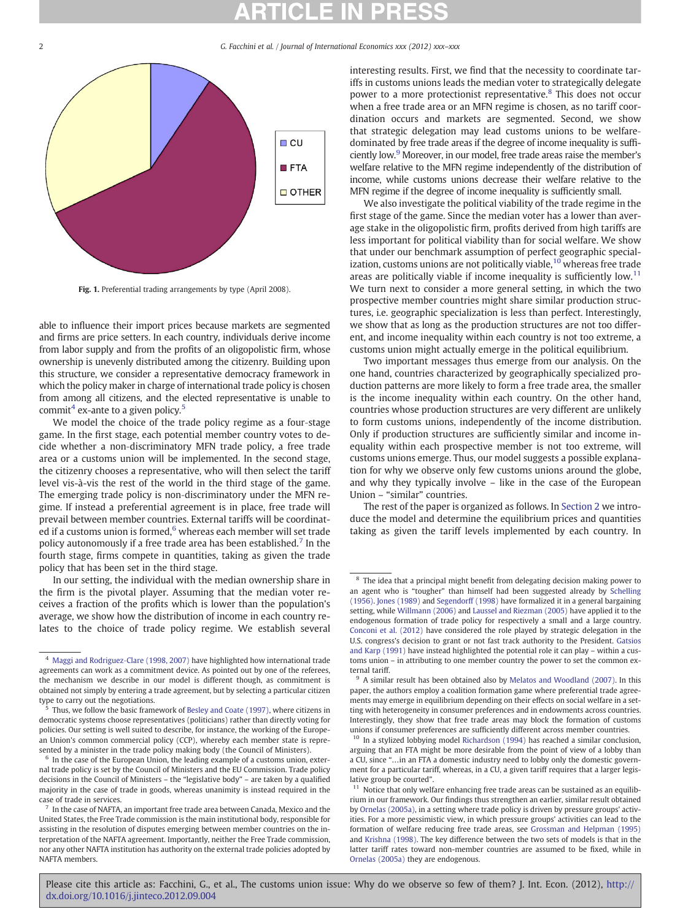Fig. 1. Preferential trading arrangements by type (April 2008).

able to influence their import prices because markets are segmented and firms are price setters. In each country, individuals derive income from labor supply and from the profits of an oligopolistic firm, whose ownership is unevenly distributed among the citizenry. Building upon this structure, we consider a representative democracy framework in which the policy maker in charge of international trade policy is chosen from among all citizens, and the elected representative is unable to commit[4] ex-ante to a given policy.[5]

We model the choice of the trade policy regime as a four-stage game. In the first stage, each potential member country votes to decide whether a non-discriminatory MFN trade policy, a free trade area or a customs union will be implemented. In the second stage, the citizenry chooses a representative, who will then select the tariff level vis-à-vis the rest of the world in the third stage of the game. The emerging trade policy is non-discriminatory under the MFN regime. If instead a preferential agreement is in place, free trade will prevail between member countries. External tariffs will be coordinated if a customs union is formed,[6] whereas each member will set trade policy autonomously if a free trade area has been established.[7] In the fourth stage, firms compete in quantities, taking as given the trade policy that has been set in the third stage.

In our setting, the individual with the median ownership share in the firm is the pivotal player. Assuming that the median voter receives a fraction of the profits which is lower than the population's average, we show how the distribution of income in each country relates to the choice of trade policy regime. We establish several interesting results. First, we find that the necessity to coordinate tariffs in customs unions leads the median voter to strategically delegate power to a more protectionist representative.[8] This does not occur when a free trade area or an MFN regime is chosen, as no tariff coordination occurs and markets are segmented. Second, we show that strategic delegation may lead customs unions to be welfare-dominated by free trade areas if the degree of income inequality is sufficiently low.[9] Moreover, in our model, free trade areas raise the member's welfare relative to the MFN regime independently of the distribution of income, while customs unions decrease their welfare relative to the MFN regime if the degree of income inequality is sufficiently small.

We also investigate the political viability of the trade regime in the first stage of the game. Since the median voter has a lower than average stake in the oligopolistic firm, profits derived from high tariffs are less important for political viability than for social welfare. We show that under our benchmark assumption of perfect geographic specialization, customs unions are not politically viable,[10] whereas free trade areas are politically viable if income inequality is sufficiently low.[11] We turn next to consider a more general setting, in which the two prospective member countries might share similar production structures, i.e. geographic specialization is less than perfect. Interestingly, we show that as long as the production structures are not too different, and income inequality within each country is not too extreme, a customs union might actually emerge in the political equilibrium.

Two important messages thus emerge from our analysis. On the one hand, countries characterized by geographically specialized production patterns are more likely to form a free trade area, the smaller is the income inequality within each country. On the other hand, countries whose production structures are very different are unlikely to form customs unions, independently of the income distribution. Only if production structures are sufficiently similar and income inequality within each prospective member is not too extreme, will customs unions emerge. Thus, our model suggests a possible explanation for why we observe only few customs unions around the globe, and why they typically involve – like in the case of the European Union – "similar" countries.

The rest of the paper is organized as follows. In Section 2 we introduce the model and determine the equilibrium prices and quantities taking as given the tariff levels implemented by each country. In

---

[4] Maggi and Rodriguez-Clare (1998, 2007) have highlighted how international trade agreements can work as a commitment device. As pointed out by one of the referees, the mechanism we describe in our model is different though, as commitment is obtained not simply by entering a trade agreement, but by selecting a particular citizen type to carry out the negotiations.

[5] Thus, we follow the basic framework of Besley and Coate (1997), where citizens in democratic systems choose representatives (politicians) rather than directly voting for policies. Our setting is well suited to describe, for instance, the working of the European Union's common commercial policy (CCP), whereby each member state is represented by a minister in the trade policy making body (the Council of Ministers).

[6] In the case of the European Union, the leading example of a customs union, external trade policy is set by the Council of Ministers and the EU Commission. Trade policy decisions in the Council of Ministers – the "legislative body" – are taken by a qualified majority in the case of trade in goods, whereas unanimity is instead required in the case of trade in services.

[7] In the case of NAFTA, an important free trade area between Canada, Mexico and the United States, the Free Trade commission is the main institutional body, responsible for assisting in the resolution of disputes emerging between member countries on the interpretation of the NAFTA agreement. Importantly, neither the Free Trade commission, nor any other NAFTA institution has authority on the external trade policies adopted by NAFTA members.

[8] The idea that a principal might benefit from delegating decision making power to an agent who is "tougher" than himself had been suggested already by Schelling (1956). Jones (1989) and Segendorff (1998) have formalized it in a general bargaining setting, while Willmann (2006) and Laussel and Riezman (2005) have applied it to the endogenous formation of trade policy for respectively a small and a large country. Conconi et al. (2012) have considered the role played by strategic delegation in the U.S. congress's decision to grant or not fast track authority to the President. Gatsios and Karp (1991) have instead highlighted the potential role it can play – within a customs union – in attributing to one member country the power to set the common external tariff.

[9] A similar result has been obtained also by Melatos and Woodland (2007). In this paper, the authors employ a coalition formation game where preferential trade agreements may emerge in equilibrium depending on their effects on social welfare in a setting with heterogeneity in consumer preferences and in endowments across countries. Interestingly, they show that free trade areas may block the formation of customs unions if consumer preferences are sufficiently different across member countries.

[10] In a stylized lobbying model Richardson (1994) has reached a similar conclusion, arguing that an FTA might be more desirable from the point of view of a lobby than a CU, since "…in an FTA a domestic industry need to lobby only the domestic government for a particular tariff, whereas, in a CU, a given tariff requires that a larger legislative group be courted".

[11] Notice that only welfare enhancing free trade areas can be sustained as an equilibrium in our framework. Our findings thus strengthen an earlier, similar result obtained by Ornelas (2005a), in a setting where trade policy is driven by pressure groups' activities. For a more pessimistic view, in which pressure groups' activities can lead to the formation of welfare reducing free trade areas, see Grossman and Helpman (1995) and Krishna (1998). The key difference between the two sets of models is that in the latter tariff rates toward non-member countries are assumed to be fixed, while in Ornelas (2005a) they are endogenous.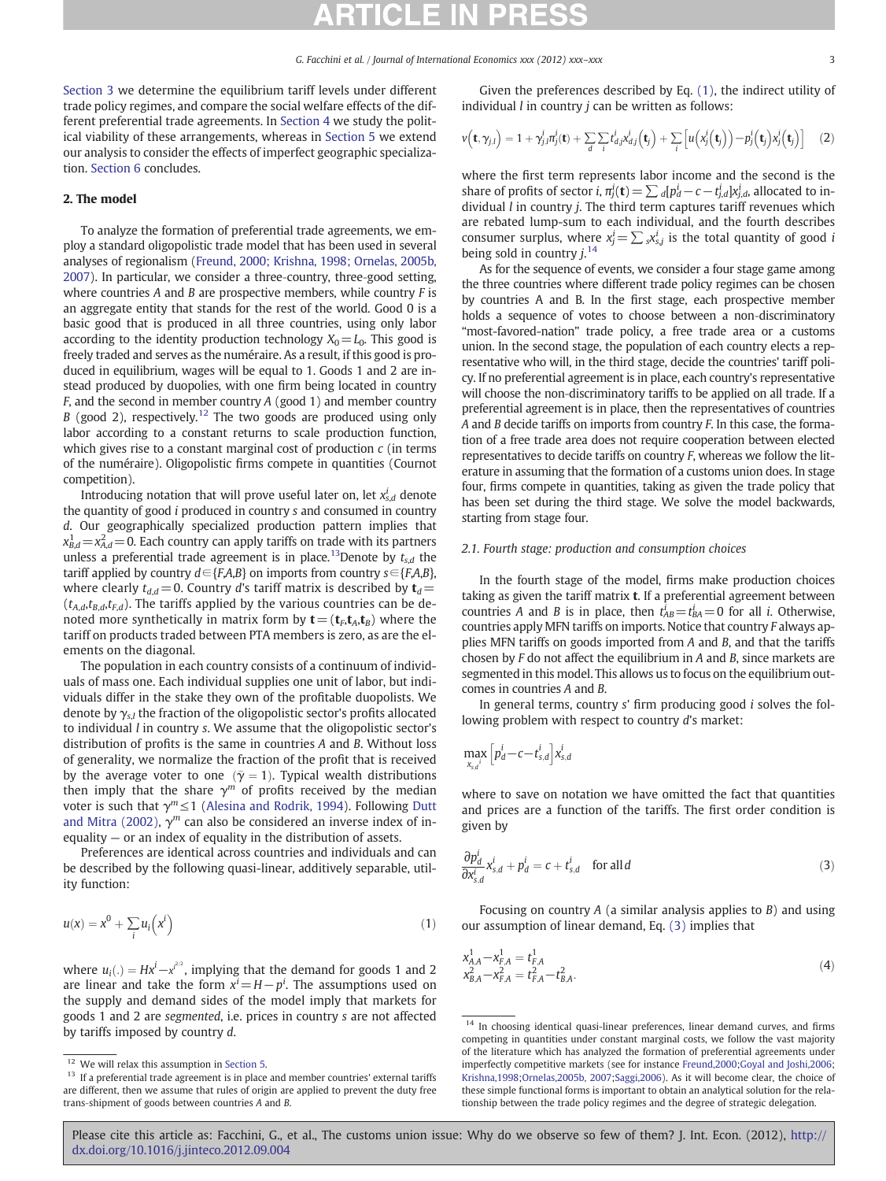Section 3 we determine the equilibrium tariff levels under different trade policy regimes, and compare the social welfare effects of the different preferential trade agreements. In Section 4 we study the political viability of these arrangements, whereas in Section 5 we extend our analysis to consider the effects of imperfect geographic specialization. Section 6 concludes.

## 2. The model

To analyze the formation of preferential trade agreements, we employ a standard oligopolistic trade model that has been used in several analyses of regionalism (Freund, 2000; Krishna, 1998; Ornelas, 2005b, 2007). In particular, we consider a three-country, three-good setting, where countries $A$ and $B$ are prospective members, while country $F$ is an aggregate entity that stands for the rest of the world. Good 0 is a basic good that is produced in all three countries, using only labor according to the identity production technology $X_0 = L_0$. This good is freely traded and serves as the numéraire. As a result, if this good is produced in equilibrium, wages will be equal to 1. Goods 1 and 2 are instead produced by duopolies, with one firm being located in country $F$, and the second in member country $A$ (good 1) and member country $B$ (good 2), respectively.[12] The two goods are produced using only labor according to a constant returns to scale production function, which gives rise to a constant marginal cost of production $c$ (in terms of the numéraire). Oligopolistic firms compete in quantities (Cournot competition).

Introducing notation that will prove useful later on, let $x^i_{s,d}$ denote the quantity of good $i$ produced in country $s$ and consumed in country $d$. Our geographically specialized production pattern implies that $x^1_{B,d} = x^2_{A,d} = 0$. Each country can apply tariffs on trade with its partners unless a preferential trade agreement is in place.[13] Denote by $t_{s,d}$ the tariff applied by country $d \in \{F,A,B\}$ on imports from country $s \in \{F,A,B\}$, where clearly $t_{d,d} = 0$. Country $d$'s tariff matrix is described by $\mathbf{t}_d = (t_{A,d}, t_{B,d}, t_{F,d})$. The tariffs applied by the various countries can be denoted more synthetically in matrix form by $\mathbf{t} = (\mathbf{t}_F, \mathbf{t}_A, \mathbf{t}_B)$ where the tariff on products traded between PTA members is zero, as are the elements on the diagonal.

The population in each country consists of a continuum of individuals of mass one. Each individual supplies one unit of labor, but individuals differ in the stake they own of the profitable duopolists. We denote by $\gamma_{s,l}$ the fraction of the oligopolistic sector's profits allocated to individual $l$ in country $s$. We assume that the oligopolistic sector's distribution of profits is the same in countries $A$ and $B$. Without loss of generality, we normalize the fraction of the profit that is received by the average voter to one ($\bar{\gamma} = 1$). Typical wealth distributions then imply that the share $\gamma^m$ of profits received by the median voter is such that $\gamma^m \leq 1$ (Alesina and Rodrik, 1994). Following Dutt and Mitra (2002), $\gamma^m$ can also be considered an inverse index of inequality — or an index of equality in the distribution of assets.

Preferences are identical across countries and individuals and can be described by the following quasi-linear, additively separable, utility function:

$$u(x) = x^0 + \sum_i u_i\left(x^i\right) \tag{1}$$

where $u_i(.) = Hx^i - x^{i^2/2}$, implying that the demand for goods 1 and 2 are linear and take the form $x^i = H - p^i$. The assumptions used on the supply and demand sides of the model imply that markets for goods 1 and 2 are *segmented*, i.e. prices in country $s$ are not affected by tariffs imposed by country $d$.

Given the preferences described by Eq. (1), the indirect utility of individual $l$ in country $j$ can be written as follows:

$$v\left(\mathbf{t}, \gamma_{j,l}\right) = 1 + \gamma_{j,l}\pi^i_j(\mathbf{t}) + \sum_d \sum_i t^i_{d,j} x^i_{d,j}\left(\mathbf{t}_j\right) + \sum_i \left[u\left(x^i_j\left(\mathbf{t}_j\right)\right) - p^i_j\left(\mathbf{t}_j\right) x^i_j\left(\mathbf{t}_j\right)\right] \tag{2}$$

where the first term represents labor income and the second is the share of profits of sector $i$, $\pi^i_j(\mathbf{t}) = \sum_d [p^i_d - c - t^i_{j,d}]x^i_{j,d}$, allocated to individual $l$ in country $j$. The third term captures tariff revenues which are rebated lump-sum to each individual, and the fourth describes consumer surplus, where $x^i_j = \sum_s x^i_{s,j}$ is the total quantity of good $i$ being sold in country $j$.[14]

As for the sequence of events, we consider a four stage game among the three countries where different trade policy regimes can be chosen by countries A and B. In the first stage, each prospective member holds a sequence of votes to choose between a non-discriminatory "most-favored-nation" trade policy, a free trade area or a customs union. In the second stage, the population of each country elects a representative who will, in the third stage, decide the countries' tariff policy. If no preferential agreement is in place, each country's representative will choose the non-discriminatory tariffs to be applied on all trade. If a preferential agreement is in place, then the representatives of countries $A$ and $B$ decide tariffs on imports from country $F$. In this case, the formation of a free trade area does not require cooperation between elected representatives to decide tariffs on country $F$, whereas we follow the literature in assuming that the formation of a customs union does. In stage four, firms compete in quantities, taking as given the trade policy that has been set during the third stage. We solve the model backwards, starting from stage four.

### 2.1. Fourth stage: production and consumption choices

In the fourth stage of the model, firms make production choices taking as given the tariff matrix $\mathbf{t}$. If a preferential agreement between countries $A$ and $B$ is in place, then $t^i_{AB} = t^i_{BA} = 0$ for all $i$. Otherwise, countries apply MFN tariffs on imports. Notice that country $F$ always applies MFN tariffs on goods imported from $A$ and $B$, and that the tariffs chosen by $F$ do not affect the equilibrium in $A$ and $B$, since markets are segmented in this model. This allows us to focus on the equilibrium outcomes in countries $A$ and $B$.

In general terms, country $s$' firm producing good $i$ solves the following problem with respect to country $d$'s market:

$$\max_{x^i_{s,d}} \left[p^i_d - c - t^i_{s,d}\right] x^i_{s,d}$$

where to save on notation we have omitted the fact that quantities and prices are a function of the tariffs. The first order condition is given by

$$\frac{\partial p^i_d}{\partial x^i_{s,d}} x^i_{s,d} + p^i_d = c + t^i_{s,d} \quad \text{for all } d \tag{3}$$

Focusing on country $A$ (a similar analysis applies to $B$) and using our assumption of linear demand, Eq. (3) implies that

$$\begin{aligned} x^1_{A,A} - x^1_{F,A} &= t^1_{F,A} \\ x^2_{B,A} - x^2_{F,A} &= t^2_{F,A} - t^2_{B,A}. \end{aligned} \tag{4}$$

---

[12] We will relax this assumption in Section 5.

[13] If a preferential trade agreement is in place and member countries' external tariffs are different, then we assume that rules of origin are applied to prevent the duty free trans-shipment of goods between countries A and B.

[14] In choosing identical quasi-linear preferences, linear demand curves, and firms competing in quantities under constant marginal costs, we follow the vast majority of the literature which has analyzed the formation of preferential agreements under imperfectly competitive markets (see for instance Freund,2000; Goyal and Joshi,2006; Krishna,1998; Ornelas,2005b, 2007; Saggi,2006). As it will become clear, the choice of these simple functional forms is important to obtain an analytical solution for the relationship between the trade policy regimes and the degree of strategic delegation.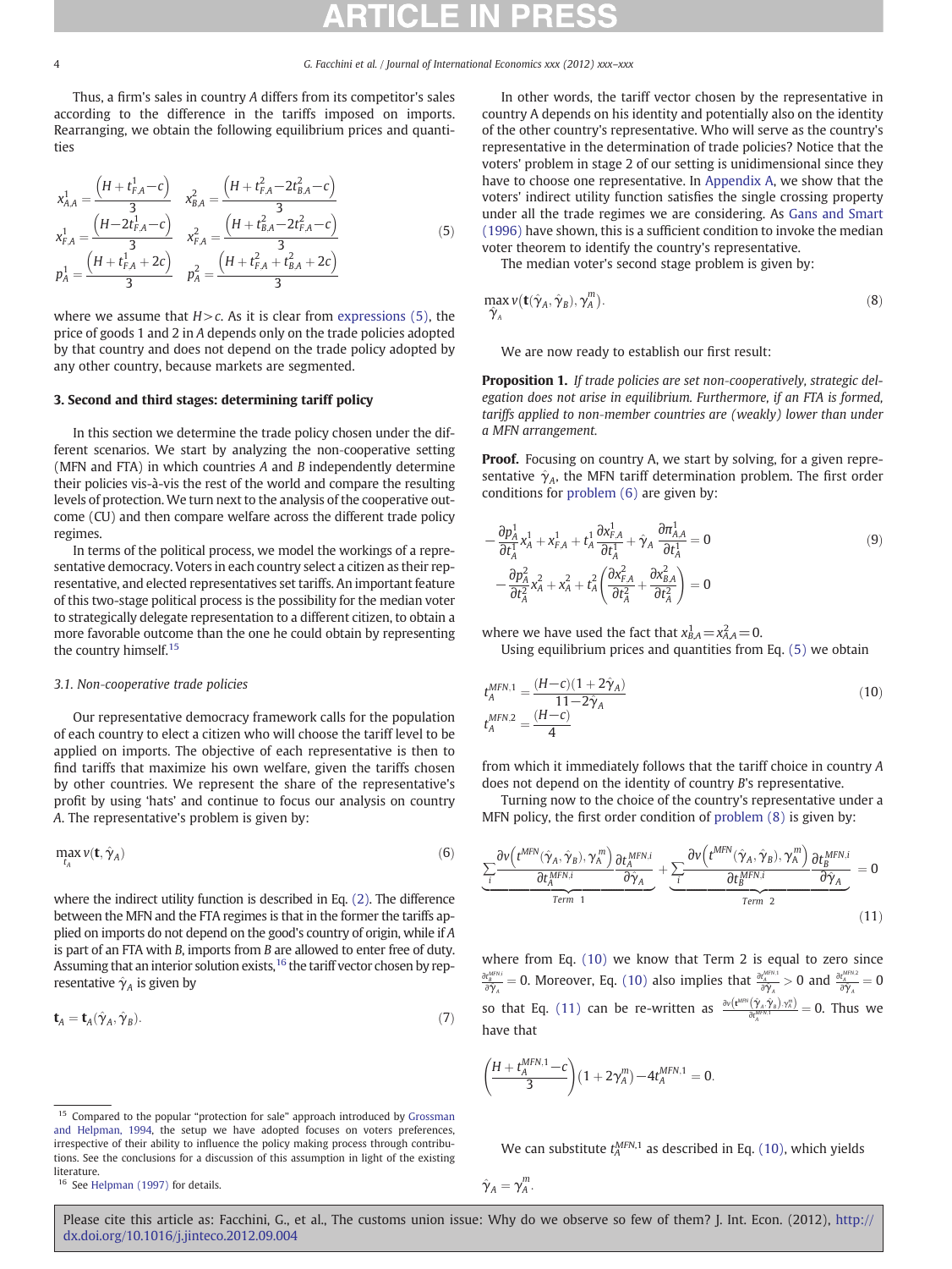Thus, a firm's sales in country $A$ differs from its competitor's sales according to the difference in the tariffs imposed on imports. Rearranging, we obtain the following equilibrium prices and quantities

$$
\begin{aligned}
x^1_{A,A} &= \frac{\left(H + t^1_{F,A} - c\right)}{3} & x^2_{B,A} &= \frac{\left(H + t^2_{F,A} - 2t^2_{B,A} - c\right)}{3} \\
x^1_{F,A} &= \frac{\left(H - 2t^1_{F,A} - c\right)}{3} & x^2_{F,A} &= \frac{\left(H + t^2_{B,A} - 2t^2_{F,A} - c\right)}{3} \\
p^1_A &= \frac{\left(H + t^1_{F,A} + 2c\right)}{3} & p^2_A &= \frac{\left(H + t^2_{F,A} + t^2_{B,A} + 2c\right)}{3}
\end{aligned}
\tag{5}
$$

where we assume that $H > c$. As it is clear from expressions (5), the price of goods 1 and 2 in $A$ depends only on the trade policies adopted by that country and does not depend on the trade policy adopted by any other country, because markets are segmented.

## 3. Second and third stages: determining tariff policy

In this section we determine the trade policy chosen under the different scenarios. We start by analyzing the non-cooperative setting (MFN and FTA) in which countries $A$ and $B$ independently determine their policies vis-à-vis the rest of the world and compare the resulting levels of protection. We turn next to the analysis of the cooperative outcome (CU) and then compare welfare across the different trade policy regimes.

In terms of the political process, we model the workings of a representative democracy. Voters in each country select a citizen as their representative, and elected representatives set tariffs. An important feature of this two-stage political process is the possibility for the median voter to strategically delegate representation to a different citizen, to obtain a more favorable outcome than the one he could obtain by representing the country himself.[15]

### 3.1. Non-cooperative trade policies

Our representative democracy framework calls for the population of each country to elect a citizen who will choose the tariff level to be applied on imports. The objective of each representative is then to find tariffs that maximize his own welfare, given the tariffs chosen by other countries. We represent the share of the representative's profit by using 'hats' and continue to focus our analysis on country $A$. The representative's problem is given by:

$$
\max_{t_A} v(\mathbf{t}, \hat{\gamma}_A)
\tag{6}
$$

where the indirect utility function is described in Eq. (2). The difference between the MFN and the FTA regimes is that in the former the tariffs applied on imports do not depend on the good's country of origin, while if $A$ is part of an FTA with $B$, imports from $B$ are allowed to enter free of duty. Assuming that an interior solution exists,[16] the tariff vector chosen by representative $\hat{\gamma}_A$ is given by

$$
\mathbf{t}_A = \mathbf{t}_A(\hat{\gamma}_A, \hat{\gamma}_B).
\tag{7}
$$

In other words, the tariff vector chosen by the representative in country A depends on his identity and potentially also on the identity of the other country's representative. Who will serve as the country's representative in the determination of trade policies? Notice that the voters' problem in stage 2 of our setting is unidimensional since they have to choose one representative. In Appendix A, we show that the voters' indirect utility function satisfies the single crossing property under all the trade regimes we are considering. As Gans and Smart (1996) have shown, this is a sufficient condition to invoke the median voter theorem to identify the country's representative.

The median voter's second stage problem is given by:

$$
\max_{\hat{\gamma}_A} v(\mathbf{t}(\hat{\gamma}_A, \hat{\gamma}_B), \gamma^m_A).
\tag{8}
$$

We are now ready to establish our first result:

**Proposition 1.** *If trade policies are set non-cooperatively, strategic delegation does not arise in equilibrium. Furthermore, if an FTA is formed, tariffs applied to non-member countries are (weakly) lower than under a MFN arrangement.*

**Proof.** Focusing on country A, we start by solving, for a given representative $\hat{\gamma}_A$, the MFN tariff determination problem. The first order conditions for problem (6) are given by:

$$
\begin{aligned}
&-\frac{\partial p^1_A}{\partial t^1_A} x^1_A + x^1_{F,A} + t^1_A \frac{\partial x^1_{F,A}}{\partial t^1_A} + \hat{\gamma}_A \frac{\partial \pi^1_{A,A}}{\partial t^1_A} = 0 \\
&-\frac{\partial p^2_A}{\partial t^2_A} x^2_A + x^2_A + t^2_A \left(\frac{\partial x^2_{F,A}}{\partial t^2_A} + \frac{\partial x^2_{B,A}}{\partial t^2_A}\right) = 0
\end{aligned}
\tag{9}
$$

where we have used the fact that $x^1_{B,A} = x^2_{A,A} = 0$.

Using equilibrium prices and quantities from Eq. (5) we obtain

$$
\begin{aligned}
t^{MFN,1}_A &= \frac{(H-c)(1+2\hat{\gamma}_A)}{11 - 2\hat{\gamma}_A} \\
t^{MFN,2}_A &= \frac{(H-c)}{4}
\end{aligned}
\tag{10}
$$

from which it immediately follows that the tariff choice in country $A$ does not depend on the identity of country $B$'s representative.

Turning now to the choice of the country's representative under a MFN policy, the first order condition of problem (8) is given by:

$$
\underbrace{\sum_i \frac{\partial v\left(t^{MFN}(\hat{\gamma}_A, \hat{\gamma}_B), \gamma^m_A\right)}{\partial t^{MFN,i}_A} \frac{\partial t^{MFN,i}_A}{\partial \hat{\gamma}_A}}_{Term\ 1} + \underbrace{\sum_i \frac{\partial v\left(t^{MFN}(\hat{\gamma}_A, \hat{\gamma}_B), \gamma^m_A\right)}{\partial t^{MFN,i}_B} \frac{\partial t^{MFN,i}_B}{\partial \hat{\gamma}_A}}_{Term\ 2} = 0
\tag{11}
$$

where from Eq. (10) we know that Term 2 is equal to zero since $\frac{\partial t^{MFN,i}_B}{\partial \hat{\gamma}_A} = 0$. Moreover, Eq. (10) also implies that $\frac{\partial t^{MFN,1}_A}{\partial \hat{\gamma}_A} > 0$ and $\frac{\partial t^{MFN,2}_A}{\partial \hat{\gamma}_A} = 0$ so that Eq. (11) can be re-written as $\frac{\partial v\left(\mathbf{t}^{MFN}(\hat{\gamma}_A, \hat{\gamma}_B), \gamma^m_A\right)}{\partial t^{MFN,1}_A} = 0$. Thus we have that

$$
\left(\frac{H + t^{MFN,1}_A - c}{3}\right)(1 + 2\gamma^m_A) - 4t^{MFN,1}_A = 0.
$$

We can substitute $t^{MFN,1}_A$ as described in Eq. (10), which yields

$$
\hat{\gamma}_A = \gamma^m_A.
$$

[15] Compared to the popular "protection for sale" approach introduced by Grossman and Helpman, 1994, the setup we have adopted focuses on voters preferences, irrespective of their ability to influence the policy making process through contributions. See the conclusions for a discussion of this assumption in light of the existing literature.

[16] See Helpman (1997) for details.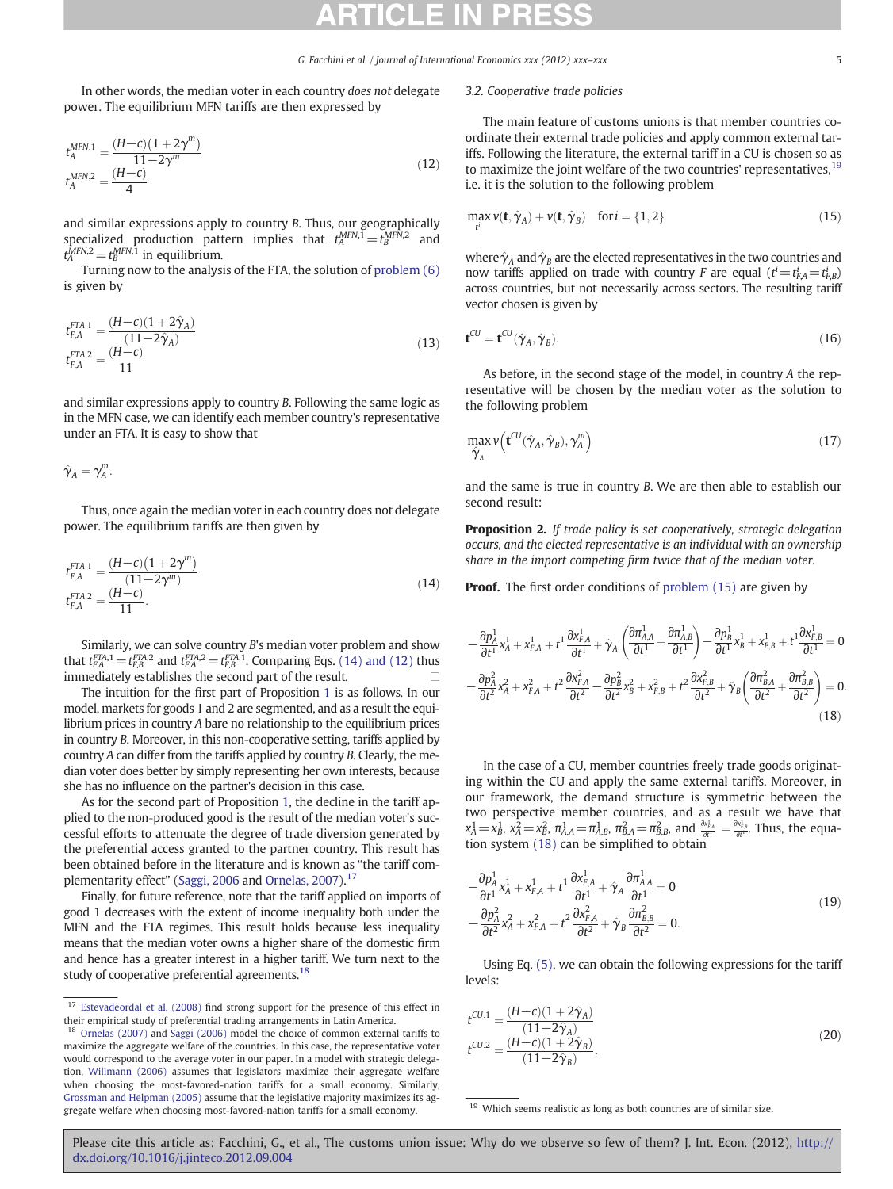In other words, the median voter in each country *does not* delegate power. The equilibrium MFN tariffs are then expressed by

$$
\begin{aligned}
t_A^{MFN,1} &= \frac{(H-c)\left(1+2\gamma^m\right)}{11-2\gamma^m} \\
t_A^{MFN,2} &= \frac{(H-c)}{4}
\end{aligned}
\tag{12}
$$

and similar expressions apply to country $B$. Thus, our geographically specialized production pattern implies that $t_A^{MFN,1} = t_B^{MFN,2}$ and $t_A^{MFN,2} = t_B^{MFN,1}$ in equilibrium.

Turning now to the analysis of the FTA, the solution of problem (6) is given by

$$
\begin{aligned}
t_{F,A}^{FTA,1} &= \frac{(H-c)(1+2\hat{\gamma}_A)}{(11-2\hat{\gamma}_A)} \\
t_{F,A}^{FTA,2} &= \frac{(H-c)}{11}
\end{aligned}
\tag{13}
$$

and similar expressions apply to country $B$. Following the same logic as in the MFN case, we can identify each member country's representative under an FTA. It is easy to show that

$$
\hat{\gamma}_A = \gamma_A^m.
$$

Thus, once again the median voter in each country does not delegate power. The equilibrium tariffs are then given by

$$
\begin{aligned}
t_{F,A}^{FTA,1} &= \frac{(H-c)\left(1+2\gamma^m\right)}{\left(11-2\gamma^m\right)} \\
t_{F,A}^{FTA,2} &= \frac{(H-c)}{11}.
\end{aligned}
\tag{14}
$$

Similarly, we can solve country $B$'s median voter problem and show that $t_{F,A}^{FTA,1} = t_{F,B}^{FTA,2}$ and $t_{F,A}^{FTA,2} = t_{F,B}^{FTA,1}$. Comparing Eqs. (14) and (12) thus immediately establishes the second part of the result. □

The intuition for the first part of Proposition 1 is as follows. In our model, markets for goods 1 and 2 are segmented, and as a result the equilibrium prices in country $A$ bare no relationship to the equilibrium prices in country $B$. Moreover, in this non-cooperative setting, tariffs applied by country $A$ can differ from the tariffs applied by country $B$. Clearly, the median voter does better by simply representing her own interests, because she has no influence on the partner's decision in this case.

As for the second part of Proposition 1, the decline in the tariff applied to the non-produced good is the result of the median voter's successful efforts to attenuate the degree of trade diversion generated by the preferential access granted to the partner country. This result has been obtained before in the literature and is known as "the tariff complementarity effect" (Saggi, 2006 and Ornelas, 2007).[17]

Finally, for future reference, note that the tariff applied on imports of good 1 decreases with the extent of income inequality both under the MFN and the FTA regimes. This result holds because less inequality means that the median voter owns a higher share of the domestic firm and hence has a greater interest in a higher tariff. We turn next to the study of cooperative preferential agreements.[18]

### 3.2. Cooperative trade policies

The main feature of customs unions is that member countries coordinate their external trade policies and apply common external tariffs. Following the literature, the external tariff in a CU is chosen so as to maximize the joint welfare of the two countries' representatives,[19] i.e. it is the solution to the following problem

$$
\max_{t^i} v(\mathbf{t}, \hat{\gamma}_A) + v(\mathbf{t}, \hat{\gamma}_B) \quad \text{for}\, i = \{1, 2\}
\tag{15}
$$

where $\hat{\gamma}_A$ and $\hat{\gamma}_B$ are the elected representatives in the two countries and now tariffs applied on trade with country $F$ are equal $(t^i = t^i_{F,A} = t^i_{F,B})$ across countries, but not necessarily across sectors. The resulting tariff vector chosen is given by

$$
\mathbf{t}^{CU} = \mathbf{t}^{CU}(\hat{\gamma}_A, \hat{\gamma}_B).
\tag{16}
$$

As before, in the second stage of the model, in country $A$ the representative will be chosen by the median voter as the solution to the following problem

$$
\max_{\hat{\gamma}_A} v\left(\mathbf{t}^{CU}(\hat{\gamma}_A, \hat{\gamma}_B), \gamma_A^m\right)
\tag{17}
$$

and the same is true in country $B$. We are then able to establish our second result:

**Proposition 2.** *If trade policy is set cooperatively, strategic delegation occurs, and the elected representative is an individual with an ownership share in the import competing firm twice that of the median voter.*

**Proof.** The first order conditions of problem (15) are given by

$$
\begin{aligned}
&-\frac{\partial p_A^1}{\partial t^1} x_A^1 + x_{F,A}^1 + t^1 \frac{\partial x_{F,A}^1}{\partial t^1} + \hat{\gamma}_A \left(\frac{\partial \pi_{A,A}^1}{\partial t^1} + \frac{\partial \pi_{A,B}^1}{\partial t^1}\right) - \frac{\partial p_B^1}{\partial t^1} x_B^1 + x_{F,B}^1 + t^1 \frac{\partial x_{F,B}^1}{\partial t^1} = 0 \\
&-\frac{\partial p_A^2}{\partial t^2} x_A^2 + x_{F,A}^2 + t^2 \frac{\partial x_{F,A}^2}{\partial t^2} - \frac{\partial p_B^2}{\partial t^2} x_B^2 + x_{F,B}^2 + t^2 \frac{\partial x_{F,B}^2}{\partial t^2} + \hat{\gamma}_B \left(\frac{\partial \pi_{B,A}^2}{\partial t^2} + \frac{\partial \pi_{B,B}^2}{\partial t^2}\right) = 0.
\end{aligned}
\tag{18}
$$

In the case of a CU, member countries freely trade goods originating within the CU and apply the same external tariffs. Moreover, in our framework, the demand structure is symmetric between the two perspective member countries, and as a result we have that $x_A^1 = x_B^1$, $x_A^2 = x_B^2$, $\pi_{A,A}^1 = \pi_{A,B}^1$, $\pi_{B,A}^2 = \pi_{B,B}^2$, and $\frac{\partial x_{F,A}^i}{\partial t^i} = \frac{\partial x_{F,B}^i}{\partial t^i}$. Thus, the equation system (18) can be simplified to obtain

$$
\begin{aligned}
&-\frac{\partial p_A^1}{\partial t^1} x_A^1 + x_{F,A}^1 + t^1 \frac{\partial x_{F,A}^1}{\partial t^1} + \hat{\gamma}_A \frac{\partial \pi_{A,A}^1}{\partial t^1} = 0 \\
&-\frac{\partial p_A^2}{\partial t^2} x_A^2 + x_{F,A}^2 + t^2 \frac{\partial x_{F,A}^2}{\partial t^2} + \hat{\gamma}_B \frac{\partial \pi_{B,B}^2}{\partial t^2} = 0.
\end{aligned}
\tag{19}
$$

Using Eq. (5), we can obtain the following expressions for the tariff levels:

$$
\begin{aligned}
t^{CU,1} &= \frac{(H-c)(1+2\hat{\gamma}_A)}{(11-2\hat{\gamma}_A)} \\
t^{CU,2} &= \frac{(H-c)(1+2\hat{\gamma}_B)}{(11-2\hat{\gamma}_B)}.
\end{aligned}
\tag{20}
$$

---

[17] Estevadeordal et al. (2008) find strong support for the presence of this effect in their empirical study of preferential trading arrangements in Latin America.

[18] Ornelas (2007) and Saggi (2006) model the choice of common external tariffs to maximize the aggregate welfare of the countries. In this case, the representative voter would correspond to the average voter in our paper. In a model with strategic delegation, Willmann (2006) assumes that legislators maximize their aggregate welfare when choosing the most-favored-nation tariffs for a small economy. Similarly, Grossman and Helpman (2005) assume that the legislative majority maximizes its aggregate welfare when choosing most-favored-nation tariffs for a small economy.

[19] Which seems realistic as long as both countries are of similar size.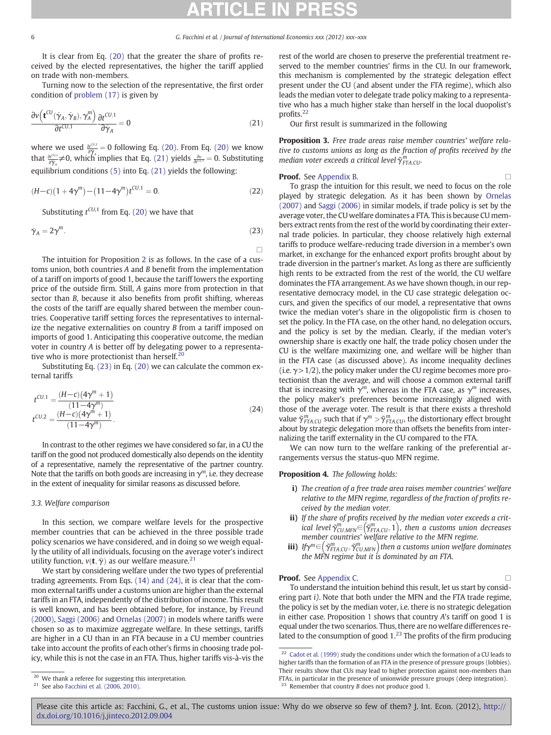It is clear from Eq. (20) that the greater the share of profits received by the elected representatives, the higher the tariff applied on trade with non-members.

Turning now to the selection of the representative, the first order condition of problem (17) is given by

$$\frac{\partial v\left(\mathbf{t}^{CU}(\hat{\gamma}_A, \hat{\gamma}_B), \gamma_A^m\right)}{\partial t^{CU,1}} \frac{\partial t^{CU,1}}{\partial \hat{\gamma}_A} = 0 \tag{21}$$

where we used $\frac{\partial t^{CU,2}}{\partial \hat{\gamma}_A} = 0$ following Eq. (20). From Eq. (20) we know that $\frac{\partial t^{CU,1}}{\partial \hat{\gamma}_A} \neq 0$, which implies that Eq. (21) yields $\frac{\partial v}{\partial t^{CU,1}} = 0$. Substituting equilibrium conditions (5) into Eq. (21) yields the following:

$$(H-c)(1+4\gamma^m) - (11-4\gamma^m)t^{CU,1} = 0. \tag{22}$$

Substituting $t^{CU,1}$ from Eq. (20) we have that

$$\hat{\gamma}_A = 2\gamma^m. \tag{23}$$

□

The intuition for Proposition 2 is as follows. In the case of a customs union, both countries $A$ and $B$ benefit from the implementation of a tariff on imports of good 1, because the tariff lowers the exporting price of the outside firm. Still, $A$ gains more from protection in that sector than $B$, because it also benefits from profit shifting, whereas the costs of the tariff are equally shared between the member countries. Cooperative tariff setting forces the representatives to internalize the negative externalities on country $B$ from a tariff imposed on imports of good 1. Anticipating this cooperative outcome, the median voter in country $A$ is better off by delegating power to a representative who is more protectionist than herself.[20]

Substituting Eq. (23) in Eq. (20) we can calculate the common external tariffs

$$t^{CU,1} = \frac{(H-c)(4\gamma^m+1)}{(11-4\gamma^m)}$$
$$t^{CU,2} = \frac{(H-c)(4\gamma^m+1)}{(11-4\gamma^m)}. \tag{24}$$

In contrast to the other regimes we have considered so far, in a CU the tariff on the good not produced domestically also depends on the identity of a representative, namely the representative of the partner country. Note that the tariffs on both goods are increasing in $\gamma^m$, i.e. they decrease in the extent of inequality for similar reasons as discussed before.

### 3.3. Welfare comparison

In this section, we compare welfare levels for the prospective member countries that can be achieved in the three possible trade policy scenarios we have considered, and in doing so we weigh equally the utility of all individuals, focusing on the average voter's indirect utility function, $v(\mathbf{t}, \bar{\gamma})$ as our welfare measure.[21]

We start by considering welfare under the two types of preferential trading agreements. From Eqs. (14) and (24), it is clear that the common external tariffs under a customs union are higher than the external tariffs in an FTA, independently of the distribution of income. This result is well known, and has been obtained before, for instance, by Freund (2000), Saggi (2006) and Ornelas (2007) in models where tariffs were chosen so as to maximize aggregate welfare. In these settings, tariffs are higher in a CU than in an FTA because in a CU member countries take into account the profits of each other's firms in choosing trade policy, while this is not the case in an FTA. Thus, higher tariffs vis-à-vis the rest of the world are chosen to preserve the preferential treatment reserved to the member countries' firms in the CU. In our framework, this mechanism is complemented by the strategic delegation effect present under the CU (and absent under the FTA regime), which also leads the median voter to delegate trade policy making to a representative who has a much higher stake than herself in the local duopolist's profits.[22]

Our first result is summarized in the following

**Proposition 3.** *Free trade areas raise member countries' welfare relative to customs unions as long as the fraction of profits received by the median voter exceeds a critical level* $\tilde{\gamma}^m_{FTA,CU}$.

**Proof.** See Appendix B. □

To grasp the intuition for this result, we need to focus on the role played by strategic delegation. As it has been shown by Ornelas (2007) and Saggi (2006) in similar models, if trade policy is set by the average voter, the CU welfare dominates a FTA. This is because CU members extract rents from the rest of the world by coordinating their external trade policies. In particular, they choose relatively high external tariffs to produce welfare-reducing trade diversion in a member's own market, in exchange for the enhanced export profits brought about by trade diversion in the partner's market. As long as there are sufficiently high rents to be extracted from the rest of the world, the CU welfare dominates the FTA arrangement. As we have shown though, in our representative democracy model, in the CU case strategic delegation occurs, and given the specifics of our model, a representative that owns twice the median voter's share in the oligopolistic firm is chosen to set the policy. In the FTA case, on the other hand, no delegation occurs, and the policy is set by the median. Clearly, if the median voter's ownership share is exactly one half, the trade policy chosen under the CU is the welfare maximizing one, and welfare will be higher than in the FTA case (as discussed above). As income inequality declines (i.e. $\gamma > 1/2$), the policy maker under the CU regime becomes more protectionist than the average, and will choose a common external tariff that is increasing with $\gamma^m$, whereas in the FTA case, as $\gamma^m$ increases, the policy maker's preferences become increasingly aligned with those of the average voter. The result is that there exists a threshold value $\tilde{\gamma}^m_{FTA,CU}$ such that if $\gamma^m > \tilde{\gamma}^m_{FTA,CU}$, the distortionary effect brought about by strategic delegation more than offsets the benefits from internalizing the tariff externality in the CU compared to the FTA.

We can now turn to the welfare ranking of the preferential arrangements versus the status-quo MFN regime.

**Proposition 4.** *The following holds:*

- **i)** *The creation of a free trade area raises member countries' welfare relative to the MFN regime, regardless of the fraction of profits received by the median voter.*
- **ii)** *If the share of profits received by the median voter exceeds a critical level* $\tilde{\gamma}^m_{CU,MFN} \in \left(\tilde{\gamma}^m_{FTA,CU}, 1\right)$, *then a customs union decreases member countries' welfare relative to the MFN regime.*
- **iii)** *If* $\gamma^m \in \left(\tilde{\gamma}^m_{FTA,CU}, \tilde{\gamma}^m_{CU,MFN}\right)$ *then a customs union welfare dominates the MFN regime but it is dominated by an FTA.*

**Proof.** See Appendix C. □

To understand the intuition behind this result, let us start by considering part *i)*. Note that both under the MFN and the FTA trade regime, the policy is set by the median voter, i.e. there is no strategic delegation in either case. Proposition 1 shows that country $A$'s tariff on good 1 is equal under the two scenarios. Thus, there are no welfare differences related to the consumption of good 1.[23] The profits of the firm producing

---

[20] We thank a referee for suggesting this interpretation.

[21] See also Facchini et al. (2006, 2010).

[22] Cadot et al. (1999) study the conditions under which the formation of a CU leads to higher tariffs than the formation of an FTA in the presence of pressure groups (lobbies). Their results show that CUs may lead to higher protection against non-members than FTAs, in particular in the presence of unionwide pressure groups (deep integration).

[23] Remember that country $B$ does not produce good 1.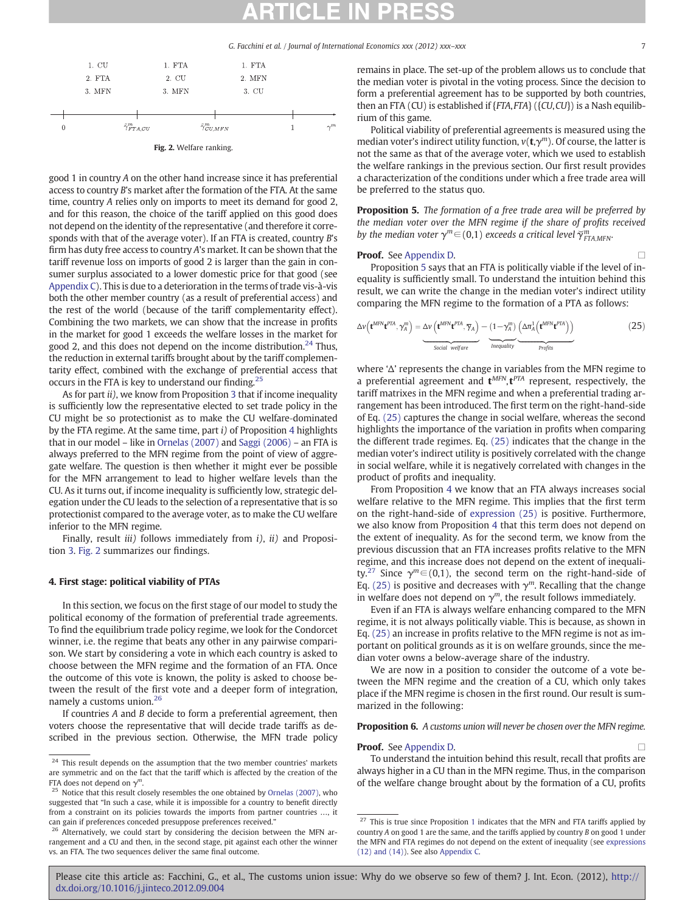1. CU
2. FTA
3. MFN

1. FTA
2. CU
3. MFN

1. FTA
2. MFN
3. CU

0 $\tilde{\gamma}^m_{FTA,CU}$ $\tilde{\gamma}^m_{CU,MFN}$ 1 $\gamma^m$

Fig. 2. Welfare ranking.

good 1 in country *A* on the other hand increase since it has preferential access to country *B*'s market after the formation of the FTA. At the same time, country *A* relies only on imports to meet its demand for good 2, and for this reason, the choice of the tariff applied on this good does not depend on the identity of the representative (and therefore it corresponds with that of the average voter). If an FTA is created, country *B*'s firm has duty free access to country *A*'s market. It can be shown that the tariff revenue loss on imports of good 2 is larger than the gain in consumer surplus associated to a lower domestic price for that good (see Appendix C). This is due to a deterioration in the terms of trade vis-à-vis both the other member country (as a result of preferential access) and the rest of the world (because of the tariff complementarity effect). Combining the two markets, we can show that the increase in profits in the market for good 1 exceeds the welfare losses in the market for good 2, and this does not depend on the income distribution.[24] Thus, the reduction in external tariffs brought about by the tariff complementarity effect, combined with the exchange of preferential access that occurs in the FTA is key to understand our finding.[25]

As for part *ii)*, we know from Proposition 3 that if income inequality is sufficiently low the representative elected to set trade policy in the CU might be so protectionist as to make the CU welfare-dominated by the FTA regime. At the same time, part *i)* of Proposition 4 highlights that in our model – like in Ornelas (2007) and Saggi (2006) – an FTA is always preferred to the MFN regime from the point of view of aggregate welfare. The question is then whether it might ever be possible for the MFN arrangement to lead to higher welfare levels than the CU. As it turns out, if income inequality is sufficiently low, strategic delegation under the CU leads to the selection of a representative that is so protectionist compared to the average voter, as to make the CU welfare inferior to the MFN regime.

Finally, result *iii)* follows immediately from *i)*, *ii)* and Proposition 3. Fig. 2 summarizes our findings.

## 4. First stage: political viability of PTAs

In this section, we focus on the first stage of our model to study the political economy of the formation of preferential trade agreements. To find the equilibrium trade policy regime, we look for the Condorcet winner, i.e. the regime that beats any other in any pairwise comparison. We start by considering a vote in which each country is asked to choose between the MFN regime and the formation of an FTA. Once the outcome of this vote is known, the polity is asked to choose between the result of the first vote and a deeper form of integration, namely a customs union.[26]

If countries *A* and *B* decide to form a preferential agreement, then voters choose the representative that will decide trade tariffs as described in the previous section. Otherwise, the MFN trade policy remains in place. The set-up of the problem allows us to conclude that the median voter is pivotal in the voting process. Since the decision to form a preferential agreement has to be supported by both countries, then an FTA (CU) is established if {*FTA*,*FTA*} ({*CU*,*CU*}) is a Nash equilibrium of this game.

Political viability of preferential agreements is measured using the median voter's indirect utility function, $v(\mathbf{t},\gamma^m)$. Of course, the latter is not the same as that of the average voter, which we used to establish the welfare rankings in the previous section. Our first result provides a characterization of the conditions under which a free trade area will be preferred to the status quo.

**Proposition 5.** *The formation of a free trade area will be preferred by the median voter over the MFN regime if the share of profits received by the median voter $\gamma^m \in (0,1)$ exceeds a critical level $\tilde{\gamma}^m_{FTA,MFN}$.*

**Proof.** See Appendix D. □

Proposition 5 says that an FTA is politically viable if the level of inequality is sufficiently small. To understand the intuition behind this result, we can write the change in the median voter's indirect utility comparing the MFN regime to the formation of a PTA as follows:

$$\Delta v\left(\mathbf{t}^{MFN}\mathbf{t}^{PTA},\gamma^m_A\right) = \underbrace{\Delta v\left(\mathbf{t}^{MFN}\mathbf{t}^{PTA},\overline{\gamma}_A\right)}_{Social\ \ welfare} - \underbrace{\left(1-\gamma^m_A\right)}_{Inequality}\underbrace{\left(\Delta\pi^1_A\left(\mathbf{t}^{MFN}\mathbf{t}^{PTA}\right)\right)}_{Profits} \tag{25}$$

where 'Δ' represents the change in variables from the MFN regime to a preferential agreement and $\mathbf{t}^{MFN}$, $\mathbf{t}^{PTA}$ represent, respectively, the tariff matrixes in the MFN regime and when a preferential trading arrangement has been introduced. The first term on the right-hand-side of Eq. (25) captures the change in social welfare, whereas the second highlights the importance of the variation in profits when comparing the different trade regimes. Eq. (25) indicates that the change in the median voter's indirect utility is positively correlated with the change in social welfare, while it is negatively correlated with changes in the product of profits and inequality.

From Proposition 4 we know that an FTA always increases social welfare relative to the MFN regime. This implies that the first term on the right-hand-side of expression (25) is positive. Furthermore, we also know from Proposition 4 that this term does not depend on the extent of inequality. As for the second term, we know from the previous discussion that an FTA increases profits relative to the MFN regime, and this increase does not depend on the extent of inequality.[27] Since $\gamma^m \in (0,1)$, the second term on the right-hand-side of Eq. (25) is positive and decreases with $\gamma^m$. Recalling that the change in welfare does not depend on $\gamma^m$, the result follows immediately.

Even if an FTA is always welfare enhancing compared to the MFN regime, it is not always politically viable. This is because, as shown in Eq. (25) an increase in profits relative to the MFN regime is not as important on political grounds as it is on welfare grounds, since the median voter owns a below-average share of the industry.

We are now in a position to consider the outcome of a vote between the MFN regime and the creation of a CU, which only takes place if the MFN regime is chosen in the first round. Our result is summarized in the following:

**Proposition 6.** *A customs union will never be chosen over the MFN regime.*

**Proof.** See Appendix D. □

To understand the intuition behind this result, recall that profits are always higher in a CU than in the MFN regime. Thus, in the comparison of the welfare change brought about by the formation of a CU, profits

---

[24] This result depends on the assumption that the two member countries' markets are symmetric and on the fact that the tariff which is affected by the creation of the FTA does not depend on $\gamma^m$.

[25] Notice that this result closely resembles the one obtained by Ornelas (2007), who suggested that "In such a case, while it is impossible for a country to benefit directly from a constraint on its policies towards the imports from partner countries …, it can gain if preferences conceded presuppose preferences received."

[26] Alternatively, we could start by considering the decision between the MFN arrangement and a CU and then, in the second stage, pit against each other the winner vs. an FTA. The two sequences deliver the same final outcome.

[27] This is true since Proposition 1 indicates that the MFN and FTA tariffs applied by country *A* on good 1 are the same, and the tariffs applied by country *B* on good 1 under the MFN and FTA regimes do not depend on the extent of inequality (see expressions (12) and (14)). See also Appendix C.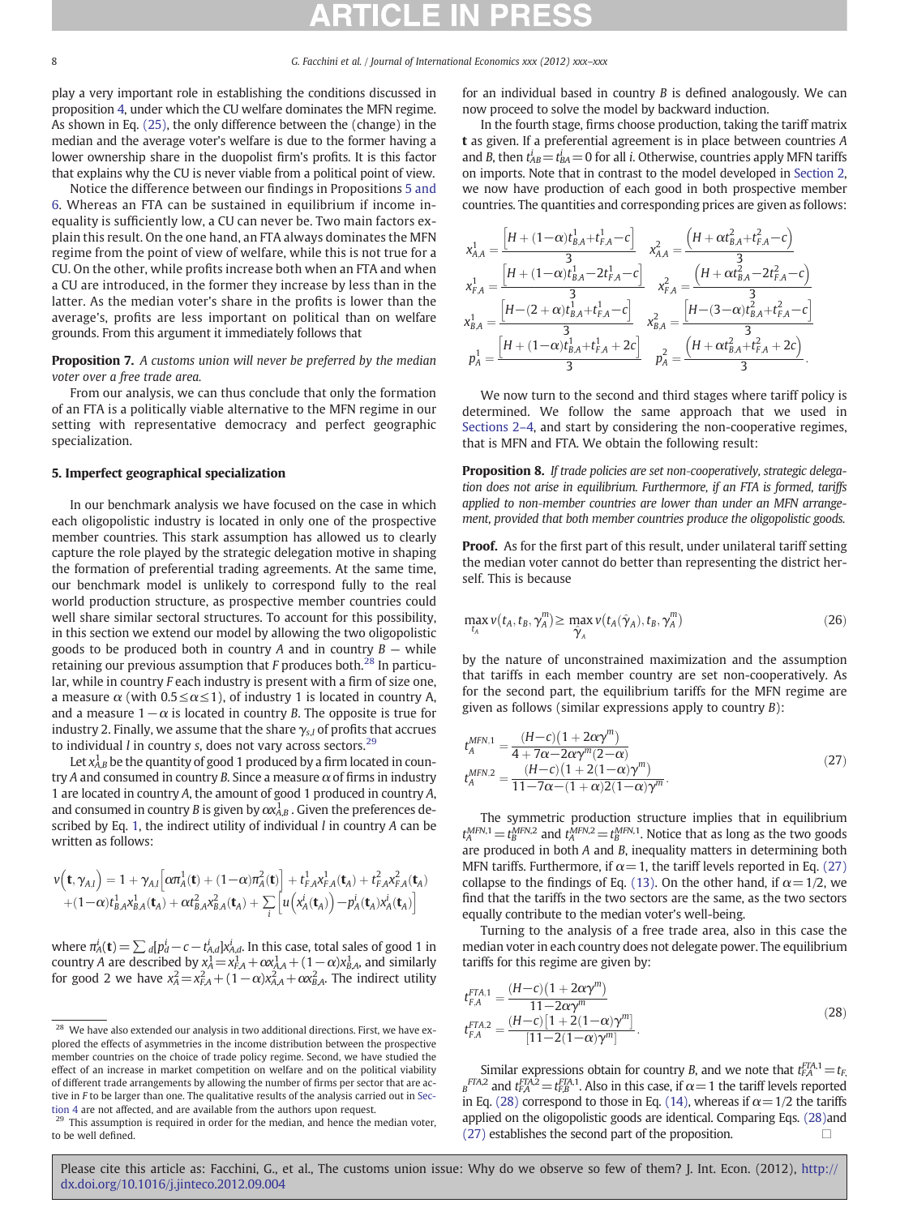play a very important role in establishing the conditions discussed in proposition 4, under which the CU welfare dominates the MFN regime. As shown in Eq. (25), the only difference between the (change) in the median and the average voter's welfare is due to the former having a lower ownership share in the duopolist firm's profits. It is this factor that explains why the CU is never viable from a political point of view.

Notice the difference between our findings in Propositions 5 and 6. Whereas an FTA can be sustained in equilibrium if income inequality is sufficiently low, a CU can never be. Two main factors explain this result. On the one hand, an FTA always dominates the MFN regime from the point of view of welfare, while this is not true for a CU. On the other, while profits increase both when an FTA and when a CU are introduced, in the former they increase by less than in the latter. As the median voter's share in the profits is lower than the average's, profits are less important on political than on welfare grounds. From this argument it immediately follows that

**Proposition 7.** *A customs union will never be preferred by the median voter over a free trade area.*

From our analysis, we can thus conclude that only the formation of an FTA is a politically viable alternative to the MFN regime in our setting with representative democracy and perfect geographic specialization.

## 5. Imperfect geographical specialization

In our benchmark analysis we have focused on the case in which each oligopolistic industry is located in only one of the prospective member countries. This stark assumption has allowed us to clearly capture the role played by the strategic delegation motive in shaping the formation of preferential trading agreements. At the same time, our benchmark model is unlikely to correspond fully to the real world production structure, as prospective member countries could well share similar sectoral structures. To account for this possibility, in this section we extend our model by allowing the two oligopolistic goods to be produced both in country $A$ and in country $B$ — while retaining our previous assumption that $F$ produces both.[28] In particular, while in country $F$ each industry is present with a firm of size one, a measure $\alpha$ (with $0.5 \le \alpha \le 1$), of industry 1 is located in country A, and a measure $1-\alpha$ is located in country $B$. The opposite is true for industry 2. Finally, we assume that the share $\gamma_{s,l}$ of profits that accrues to individual $l$ in country $s$, does not vary across sectors.[29]

Let $x^1_{A,B}$ be the quantity of good 1 produced by a firm located in country $A$ and consumed in country $B$. Since a measure $\alpha$ of firms in industry 1 are located in country $A$, the amount of good 1 produced in country $A$, and consumed in country $B$ is given by $\alpha x^1_{A,B}$. Given the preferences described by Eq. 1, the indirect utility of individual $l$ in country $A$ can be written as follows:

$$v(\mathbf{t}, \gamma_{A,l}) = 1 + \gamma_{A,l}\left[\alpha\pi^1_A(\mathbf{t}) + (1-\alpha)\pi^2_A(\mathbf{t})\right] + t^1_{F,A}x^1_{F,A}(\mathbf{t}_A) + t^2_{F,A}x^2_{F,A}(\mathbf{t}_A) + (1-\alpha)t^1_{B,A}x^1_{B,A}(\mathbf{t}_A) + \alpha t^2_{B,A}x^2_{B,A}(\mathbf{t}_A) + \sum_i \left[u\left(x^i_A(\mathbf{t}_A)\right) - p^i_A(\mathbf{t}_A)x^i_A(\mathbf{t}_A)\right]$$

where $\pi^i_A(\mathbf{t}) = \sum_d [p^i_d - c - t^i_{A,d}]x^i_{A,d}$. In this case, total sales of good 1 in country $A$ are described by $x^1_A = x^1_{F,A} + \alpha x^1_{A,A} + (1-\alpha)x^1_{B,A}$, and similarly for good 2 we have $x^2_A = x^2_{F,A} + (1-\alpha)x^2_{A,A} + \alpha x^2_{B,A}$. The indirect utility for an individual based in country $B$ is defined analogously. We can now proceed to solve the model by backward induction.

In the fourth stage, firms choose production, taking the tariff matrix $\mathbf{t}$ as given. If a preferential agreement is in place between countries $A$ and $B$, then $t^i_{AB} = t^i_{BA} = 0$ for all $i$. Otherwise, countries apply MFN tariffs on imports. Note that in contrast to the model developed in Section 2, we now have production of each good in both prospective member countries. The quantities and corresponding prices are given as follows:

$$x^1_{A,A} = \frac{\left[H + (1-\alpha)t^1_{B,A} + t^1_{F,A} - c\right]}{3} \quad x^2_{A,A} = \frac{\left(H + \alpha t^2_{B,A} + t^2_{F,A} - c\right)}{3}$$

$$x^1_{F,A} = \frac{\left[H + (1-\alpha)t^1_{B,A} - 2t^1_{F,A} - c\right]}{3} \quad x^2_{F,A} = \frac{\left(H + \alpha t^2_{B,A} - 2t^2_{F,A} - c\right)}{3}$$

$$x^1_{B,A} = \frac{\left[H - (2+\alpha)t^1_{B,A} + t^1_{F,A} - c\right]}{3} \quad x^2_{B,A} = \frac{\left[H - (3-\alpha)t^2_{B,A} + t^2_{F,A} - c\right]}{3}$$

$$p^1_A = \frac{\left[H + (1-\alpha)t^1_{B,A} + t^1_{F,A} + 2c\right]}{3} \quad p^2_A = \frac{\left(H + \alpha t^2_{B,A} + t^2_{F,A} + 2c\right)}{3}.$$

We now turn to the second and third stages where tariff policy is determined. We follow the same approach that we used in Sections 2–4, and start by considering the non-cooperative regimes, that is MFN and FTA. We obtain the following result:

**Proposition 8.** *If trade policies are set non-cooperatively, strategic delegation does not arise in equilibrium. Furthermore, if an FTA is formed, tariffs applied to non-member countries are lower than under an MFN arrangement, provided that both member countries produce the oligopolistic goods.*

**Proof.** As for the first part of this result, under unilateral tariff setting the median voter cannot do better than representing the district herself. This is because

$$\max_{t_A} v(t_A, t_B, \gamma^m_A) \ge \max_{\hat{\gamma}_A} v(t_A(\hat{\gamma}_A), t_B, \gamma^m_A) \tag{26}$$

by the nature of unconstrained maximization and the assumption that tariffs in each member country are set non-cooperatively. As for the second part, the equilibrium tariffs for the MFN regime are given as follows (similar expressions apply to country $B$):

$$t^{MFN,1}_A = \frac{(H-c)(1 + 2\alpha\gamma^m)}{4 + 7\alpha - 2\alpha\gamma^m(2-\alpha)}$$
$$t^{MFN,2}_A = \frac{(H-c)(1 + 2(1-\alpha)\gamma^m)}{11 - 7\alpha - (1+\alpha)2(1-\alpha)\gamma^m}. \tag{27}$$

The symmetric production structure implies that in equilibrium $t^{MFN,1}_A = t^{MFN,2}_B$ and $t^{MFN,2}_A = t^{MFN,1}_B$. Notice that as long as the two goods are produced in both $A$ and $B$, inequality matters in determining both MFN tariffs. Furthermore, if $\alpha = 1$, the tariff levels reported in Eq. (27) collapse to the findings of Eq. (13). On the other hand, if $\alpha = 1/2$, we find that the tariffs in the two sectors are the same, as the two sectors equally contribute to the median voter's well-being.

Turning to the analysis of a free trade area, also in this case the median voter in each country does not delegate power. The equilibrium tariffs for this regime are given by:

$$t^{FTA,1}_{F,A} = \frac{(H-c)(1 + 2\alpha\gamma^m)}{11 - 2\alpha\gamma^m}$$
$$t^{FTA,2}_{F,A} = \frac{(H-c)\left[1 + 2(1-\alpha)\gamma^m\right]}{\left[11 - 2(1-\alpha)\gamma^m\right]}. \tag{28}$$

Similar expressions obtain for country $B$, and we note that $t^{FTA,1}_{F,A} = t^{FTA,2}_{F,B}$ and $t^{FTA,2}_{F,A} = t^{FTA,1}_{F,B}$. Also in this case, if $\alpha = 1$ the tariff levels reported in Eq. (28) correspond to those in Eq. (14), whereas if $\alpha = 1/2$ the tariffs applied on the oligopolistic goods are identical. Comparing Eqs. (28) and (27) establishes the second part of the proposition. □

[28] We have also extended our analysis in two additional directions. First, we have explored the effects of asymmetries in the income distribution between the prospective member countries on the choice of trade policy regime. Second, we have studied the effect of an increase in market competition on welfare and on the political viability of different trade arrangements by allowing the number of firms per sector that are active in $F$ to be larger than one. The qualitative results of the analysis carried out in Section 4 are not affected, and are available from the authors upon request.

[29] This assumption is required in order for the median, and hence the median voter, to be well defined.

Please cite this article as: Facchini, G., et al., The customs union issue: Why do we observe so few of them? J. Int. Econ. (2012), http://dx.doi.org/10.1016/j.jinteco.2012.09.004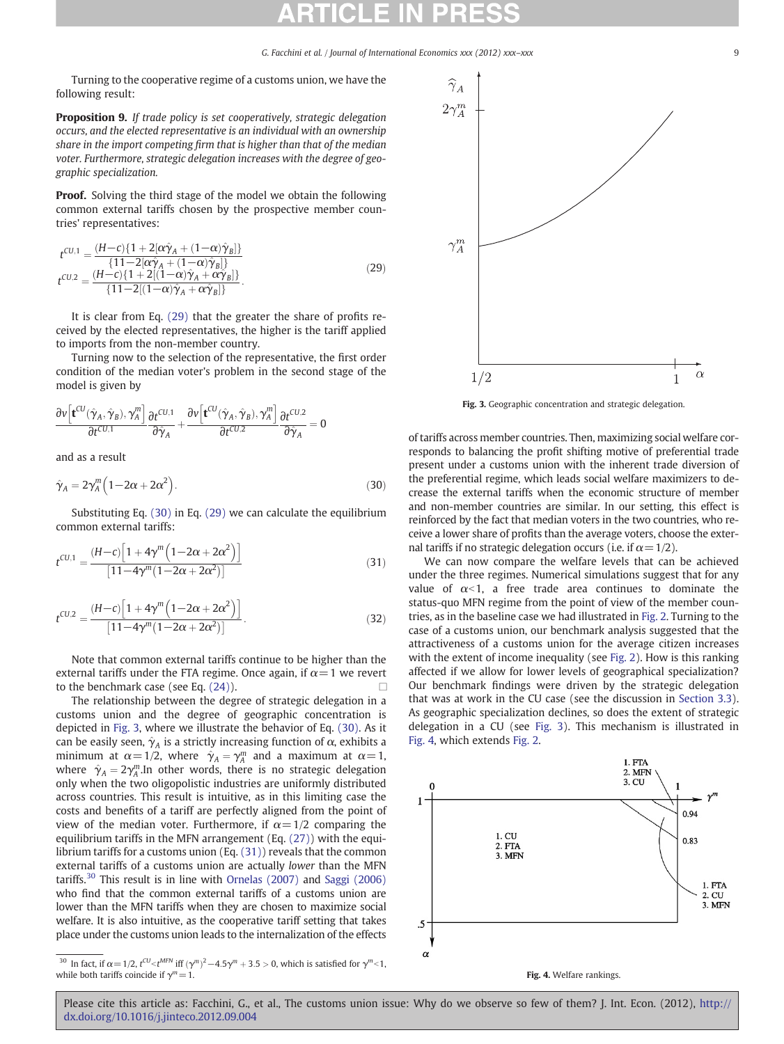Turning to the cooperative regime of a customs union, we have the following result:

**Proposition 9.** *If trade policy is set cooperatively, strategic delegation occurs, and the elected representative is an individual with an ownership share in the import competing firm that is higher than that of the median voter. Furthermore, strategic delegation increases with the degree of geographic specialization.*

**Proof.** Solving the third stage of the model we obtain the following common external tariffs chosen by the prospective member countries' representatives:

$$t^{CU,1} = \frac{(H-c)\{1+2[\alpha\hat{\gamma}_A + (1-\alpha)\hat{\gamma}_B]\}}{\{11-2[\alpha\hat{\gamma}_A + (1-\alpha)\hat{\gamma}_B]\}}$$
$$t^{CU,2} = \frac{(H-c)\{1+2[(1-\alpha)\hat{\gamma}_A + \alpha\hat{\gamma}_B]\}}{\{11-2[(1-\alpha)\hat{\gamma}_A + \alpha\hat{\gamma}_B]\}}. \tag{29}$$

It is clear from Eq. (29) that the greater the share of profits received by the elected representatives, the higher is the tariff applied to imports from the non-member country.

Turning now to the selection of the representative, the first order condition of the median voter's problem in the second stage of the model is given by

$$\frac{\partial v\left[\mathbf{t}^{CU}(\hat{\gamma}_A,\hat{\gamma}_B),\gamma_A^m\right]}{\partial t^{CU,1}}\frac{\partial t^{CU,1}}{\partial \hat{\gamma}_A} + \frac{\partial v\left[\mathbf{t}^{CU}(\hat{\gamma}_A,\hat{\gamma}_B),\gamma_A^m\right]}{\partial t^{CU,2}}\frac{\partial t^{CU,2}}{\partial \hat{\gamma}_A} = 0$$

and as a result

$$\hat{\gamma}_A = 2\gamma_A^m\left(1-2\alpha+2\alpha^2\right). \tag{30}$$

Substituting Eq. (30) in Eq. (29) we can calculate the equilibrium common external tariffs:

$$t^{CU,1} = \frac{(H-c)\left[1+4\gamma^m\left(1-2\alpha+2\alpha^2\right)\right]}{\left[11-4\gamma^m(1-2\alpha+2\alpha^2)\right]} \tag{31}$$

$$t^{CU,2} = \frac{(H-c)\left[1+4\gamma^m\left(1-2\alpha+2\alpha^2\right)\right]}{\left[11-4\gamma^m(1-2\alpha+2\alpha^2)\right]}. \tag{32}$$

Note that common external tariffs continue to be higher than the external tariffs under the FTA regime. Once again, if $\alpha = 1$ we revert to the benchmark case (see Eq. (24)). □

The relationship between the degree of strategic delegation in a customs union and the degree of geographic concentration is depicted in Fig. 3, where we illustrate the behavior of Eq. (30). As it can be easily seen, $\hat{\gamma}_A$ is a strictly increasing function of $\alpha$, exhibits a minimum at $\alpha = 1/2$, where $\hat{\gamma}_A = \gamma_A^m$ and a maximum at $\alpha = 1$, where $\hat{\gamma}_A = 2\gamma_A^m$.In other words, there is no strategic delegation only when the two oligopolistic industries are uniformly distributed across countries. This result is intuitive, as in this limiting case the costs and benefits of a tariff are perfectly aligned from the point of view of the median voter. Furthermore, if $\alpha = 1/2$ comparing the equilibrium tariffs in the MFN arrangement (Eq. (27)) with the equilibrium tariffs for a customs union (Eq. (31)) reveals that the common external tariffs of a customs union are actually *lower* than the MFN tariffs.[30] This result is in line with Ornelas (2007) and Saggi (2006) who find that the common external tariffs of a customs union are lower than the MFN tariffs when they are chosen to maximize social welfare. It is also intuitive, as the cooperative tariff setting that takes place under the customs union leads to the internalization of the effects of tariffs across member countries. Then, maximizing social welfare corresponds to balancing the profit shifting motive of preferential trade present under a customs union with the inherent trade diversion of the preferential regime, which leads social welfare maximizers to decrease the external tariffs when the economic structure of member and non-member countries are similar. In our setting, this effect is reinforced by the fact that median voters in the two countries, who receive a lower share of profits than the average voters, choose the external tariffs if no strategic delegation occurs (i.e. if $\alpha = 1/2$).

Fig. 3. Geographic concentration and strategic delegation.

We can now compare the welfare levels that can be achieved under the three regimes. Numerical simulations suggest that for any value of $\alpha < 1$, a free trade area continues to dominate the status-quo MFN regime from the point of view of the member countries, as in the baseline case we had illustrated in Fig. 2. Turning to the case of a customs union, our benchmark analysis suggested that the attractiveness of a customs union for the average citizen increases with the extent of income inequality (see Fig. 2). How is this ranking affected if we allow for lower levels of geographical specialization? Our benchmark findings were driven by the strategic delegation that was at work in the CU case (see the discussion in Section 3.3). As geographic specialization declines, so does the extent of strategic delegation in a CU (see Fig. 3). This mechanism is illustrated in Fig. 4, which extends Fig. 2.

Fig. 4. Welfare rankings.

[30] In fact, if $\alpha = 1/2$, $t^{CU} < t^{MFN}$ iff $(\gamma^m)^2 - 4.5\gamma^m + 3.5 > 0$, which is satisfied for $\gamma^m < 1$, while both tariffs coincide if $\gamma^m = 1$.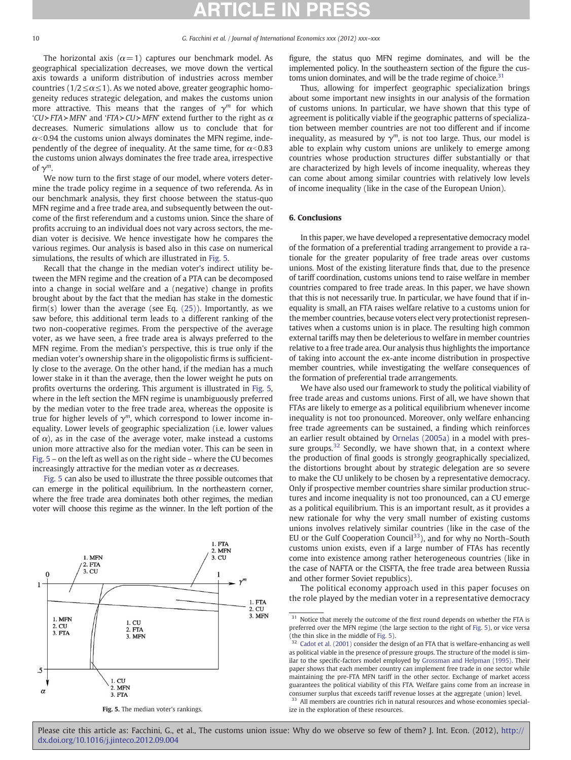The horizontal axis ($\alpha=1$) captures our benchmark model. As geographical specialization decreases, we move down the vertical axis towards a uniform distribution of industries across member countries ($1/2 \le \alpha \le 1$). As we noted above, greater geographic homogeneity reduces strategic delegation, and makes the customs union more attractive. This means that the ranges of $\gamma^m$ for which '$CU \succ FTA \succ MFN$' and '$FTA \succ CU \succ MFN$' extend further to the right as $\alpha$ decreases. Numeric simulations allow us to conclude that for $\alpha < 0.94$ the customs union always dominates the MFN regime, independently of the degree of inequality. At the same time, for $\alpha < 0.83$ the customs union always dominates the free trade area, irrespective of $\gamma^m$.

We now turn to the first stage of our model, where voters determine the trade policy regime in a sequence of two referenda. As in our benchmark analysis, they first choose between the status-quo MFN regime and a free trade area, and subsequently between the outcome of the first referendum and a customs union. Since the share of profits accruing to an individual does not vary across sectors, the median voter is decisive. We hence investigate how he compares the various regimes. Our analysis is based also in this case on numerical simulations, the results of which are illustrated in Fig. 5.

Recall that the change in the median voter's indirect utility between the MFN regime and the creation of a PTA can be decomposed into a change in social welfare and a (negative) change in profits brought about by the fact that the median has stake in the domestic firm(s) lower than the average (see Eq. (25)). Importantly, as we saw before, this additional term leads to a different ranking of the two non-cooperative regimes. From the perspective of the average voter, as we have seen, a free trade area is always preferred to the MFN regime. From the median's perspective, this is true only if the median voter's ownership share in the oligopolistic firms is sufficiently close to the average. On the other hand, if the median has a much lower stake in it than the average, then the lower weight he puts on profits overturns the ordering. This argument is illustrated in Fig. 5, where in the left section the MFN regime is unambiguously preferred by the median voter to the free trade area, whereas the opposite is true for higher levels of $\gamma^m$, which correspond to lower income inequality. Lower levels of geographic specialization (i.e. lower values of $\alpha$), as in the case of the average voter, make instead a customs union more attractive also for the median voter. This can be seen in Fig. 5 – on the left as well as on the right side – where the CU becomes increasingly attractive for the median voter as $\alpha$ decreases.

Fig. 5 can also be used to illustrate the three possible outcomes that can emerge in the political equilibrium. In the northeastern corner, where the free trade area dominates both other regimes, the median voter will choose this regime as the winner. In the left portion of the figure, the status quo MFN regime dominates, and will be the implemented policy. In the southeastern section of the figure the customs union dominates, and will be the trade regime of choice.[31]

Fig. 5. The median voter's rankings.

Thus, allowing for imperfect geographic specialization brings about some important new insights in our analysis of the formation of customs unions. In particular, we have shown that this type of agreement is politically viable if the geographic patterns of specialization between member countries are not too different and if income inequality, as measured by $\gamma^m$, is not too large. Thus, our model is able to explain why custom unions are unlikely to emerge among countries whose production structures differ substantially or that are characterized by high levels of income inequality, whereas they can come about among similar countries with relatively low levels of income inequality (like in the case of the European Union).

## 6. Conclusions

In this paper, we have developed a representative democracy model of the formation of a preferential trading arrangement to provide a rationale for the greater popularity of free trade areas over customs unions. Most of the existing literature finds that, due to the presence of tariff coordination, customs unions tend to raise welfare in member countries compared to free trade areas. In this paper, we have shown that this is not necessarily true. In particular, we have found that if inequality is small, an FTA raises welfare relative to a customs union for the member countries, because voters elect very protectionist representatives when a customs union is in place. The resulting high common external tariffs may then be deleterious to welfare in member countries relative to a free trade area. Our analysis thus highlights the importance of taking into account the ex-ante income distribution in prospective member countries, while investigating the welfare consequences of the formation of preferential trade arrangements.

We have also used our framework to study the political viability of free trade areas and customs unions. First of all, we have shown that FTAs are likely to emerge as a political equilibrium whenever income inequality is not too pronounced. Moreover, only welfare enhancing free trade agreements can be sustained, a finding which reinforces an earlier result obtained by Ornelas (2005a) in a model with pressure groups.[32] Secondly, we have shown that, in a context where the production of final goods is strongly geographically specialized, the distortions brought about by strategic delegation are so severe to make the CU unlikely to be chosen by a representative democracy. Only if prospective member countries share similar production structures and income inequality is not too pronounced, can a CU emerge as a political equilibrium. This is an important result, as it provides a new rationale for why the very small number of existing customs unions involves relatively similar countries (like in the case of the EU or the Gulf Cooperation Council[33]), and for why no North–South customs union exists, even if a large number of FTAs has recently come into existence among rather heterogeneous countries (like in the case of NAFTA or the CISFTA, the free trade area between Russia and other former Soviet republics).

The political economy approach used in this paper focuses on the role played by the median voter in a representative democracy

[31] Notice that merely the outcome of the first round depends on whether the FTA is preferred over the MFN regime (the large section to the right of Fig. 5), or vice versa (the thin slice in the middle of Fig. 5).

[32] Cadot et al. (2001) consider the design of an FTA that is welfare-enhancing as well as political viable in the presence of pressure groups. The structure of the model is similar to the specific-factors model employed by Grossman and Helpman (1995). Their paper shows that each member country can implement free trade in one sector while maintaining the pre-FTA MFN tariff in the other sector. Exchange of market access guarantees the political viability of this FTA. Welfare gains come from an increase in consumer surplus that exceeds tariff revenue losses at the aggregate (union) level.

[33] All members are countries rich in natural resources and whose economies specialize in the exploration of these resources.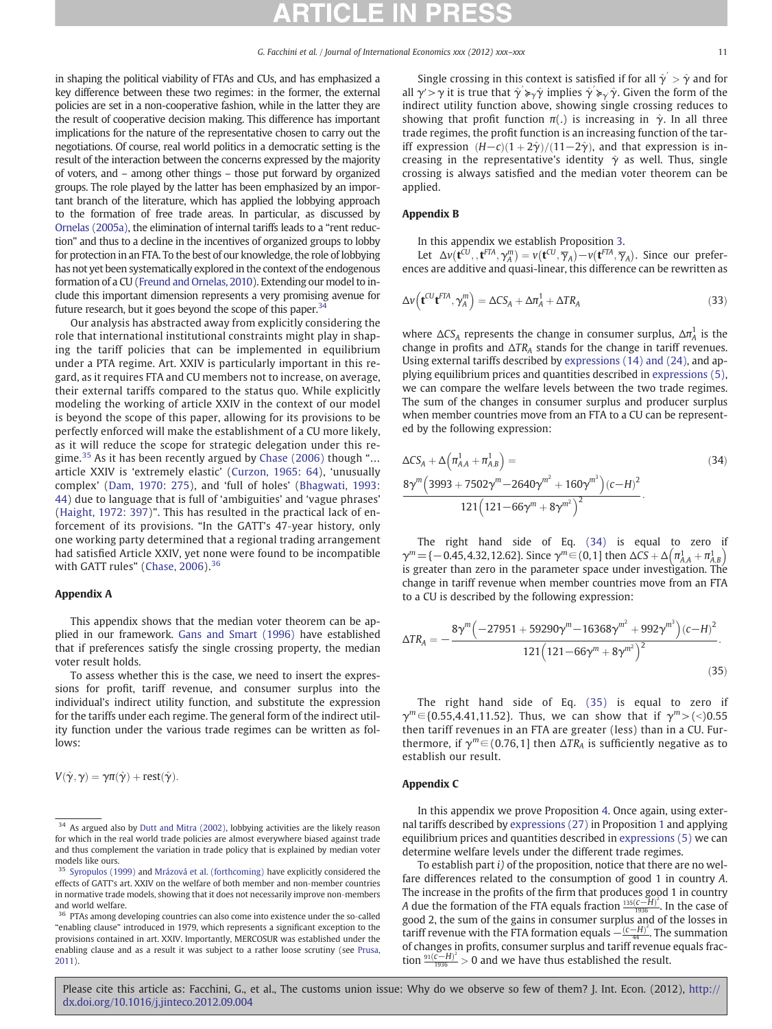in shaping the political viability of FTAs and CUs, and has emphasized a key difference between these two regimes: in the former, the external policies are set in a non-cooperative fashion, while in the latter they are the result of cooperative decision making. This difference has important implications for the nature of the representative chosen to carry out the negotiations. Of course, real world politics in a democratic setting is the result of the interaction between the concerns expressed by the majority of voters, and – among other things – those put forward by organized groups. The role played by the latter has been emphasized by an important branch of the literature, which has applied the lobbying approach to the formation of free trade areas. In particular, as discussed by Ornelas (2005a), the elimination of internal tariffs leads to a "rent reduction" and thus to a decline in the incentives of organized groups to lobby for protection in an FTA. To the best of our knowledge, the role of lobbying has not yet been systematically explored in the context of the endogenous formation of a CU (Freund and Ornelas, 2010). Extending our model to include this important dimension represents a very promising avenue for future research, but it goes beyond the scope of this paper.[34]

Our analysis has abstracted away from explicitly considering the role that international institutional constraints might play in shaping the tariff policies that can be implemented in equilibrium under a PTA regime. Art. XXIV is particularly important in this regard, as it requires FTA and CU members not to increase, on average, their external tariffs compared to the status quo. While explicitly modeling the working of article XXIV in the context of our model is beyond the scope of this paper, allowing for its provisions to be perfectly enforced will make the establishment of a CU more likely, as it will reduce the scope for strategic delegation under this regime.[35] As it has been recently argued by Chase (2006) though "... article XXIV is 'extremely elastic' (Curzon, 1965: 64), 'unusually complex' (Dam, 1970: 275), and 'full of holes' (Bhagwati, 1993: 44) due to language that is full of 'ambiguities' and 'vague phrases' (Haight, 1972: 397)". This has resulted in the practical lack of enforcement of its provisions. "In the GATT's 47-year history, only one working party determined that a regional trading arrangement had satisfied Article XXIV, yet none were found to be incompatible with GATT rules" (Chase, 2006).[36]

## Appendix A

This appendix shows that the median voter theorem can be applied in our framework. Gans and Smart (1996) have established that if preferences satisfy the single crossing property, the median voter result holds.

To assess whether this is the case, we need to insert the expressions for profit, tariff revenue, and consumer surplus into the individual's indirect utility function, and substitute the expression for the tariffs under each regime. The general form of the indirect utility function under the various trade regimes can be written as follows:

$$V(\hat{\gamma}, \gamma) = \gamma\pi(\hat{\gamma}) + \text{rest}(\hat{\gamma}).$$

Single crossing in this context is satisfied if for all $\hat{\gamma}' > \hat{\gamma}$ and for all $\gamma' > \gamma$ it is true that $\hat{\gamma}' \succcurlyeq_{\gamma} \hat{\gamma}$ implies $\hat{\gamma}' \succcurlyeq_{\gamma'} \hat{\gamma}$. Given the form of the indirect utility function above, showing single crossing reduces to showing that profit function $\pi(.)$ is increasing in $\hat{\gamma}$. In all three trade regimes, the profit function is an increasing function of the tariff expression $(H-c)(1+2\hat{\gamma})/(11-2\hat{\gamma})$, and that expression is increasing in the representative's identity $\hat{\gamma}$ as well. Thus, single crossing is always satisfied and the median voter theorem can be applied.

## Appendix B

In this appendix we establish Proposition 3.

Let $\Delta v(\mathbf{t}^{CU}, \mathbf{t}^{FTA}, \gamma_A^m) = v(\mathbf{t}^{CU}, \overline{\gamma}_A) - v(\mathbf{t}^{FTA}, \overline{\gamma}_A)$. Since our preferences are additive and quasi-linear, this difference can be rewritten as

$$\Delta v\left(\mathbf{t}^{CU}\mathbf{t}^{FTA}, \gamma_A^m\right) = \Delta CS_A + \Delta\pi_A^1 + \Delta TR_A \tag{33}$$

where $\Delta CS_A$ represents the change in consumer surplus, $\Delta\pi_A^1$ is the change in profits and $\Delta TR_A$ stands for the change in tariff revenues. Using external tariffs described by expressions (14) and (24), and applying equilibrium prices and quantities described in expressions (5), we can compare the welfare levels between the two trade regimes. The sum of the changes in consumer surplus and producer surplus when member countries move from an FTA to a CU can be represented by the following expression:

$$\Delta CS_A + \Delta\left(\pi_{A,A}^1 + \pi_{A,B}^1\right) = \frac{8\gamma^m\left(3993 + 7502\gamma^m - 2640\gamma^{m^2} + 160\gamma^{m^3}\right)(c-H)^2}{121\left(121 - 66\gamma^m + 8\gamma^{m^2}\right)^2}. \tag{34}$$

The right hand side of Eq. (34) is equal to zero if $\gamma^m = \{-0.45, 4.32, 12.62\}$. Since $\gamma^m \in (0,1]$ then $\Delta CS + \Delta\left(\pi_{A,A}^1 + \pi_{A,B}^1\right)$ is greater than zero in the parameter space under investigation. The change in tariff revenue when member countries move from an FTA to a CU is described by the following expression:

$$\Delta TR_A = -\frac{8\gamma^m\left(-27951 + 59290\gamma^{m^2} - 16368\gamma^{m^2} + 992\gamma^{m^3}\right)(c-H)^2}{121\left(121 - 66\gamma^m + 8\gamma^{m^2}\right)^2}. \tag{35}$$

The right hand side of Eq. (35) is equal to zero if $\gamma^m \in \{0.55, 4.41, 11.52\}$. Thus, we can show that if $\gamma^m > (<) 0.55$ then tariff revenues in an FTA are greater (less) than in a CU. Furthermore, if $\gamma^m \in (0.76, 1]$ then $\Delta TR_A$ is sufficiently negative as to establish our result.

## Appendix C

In this appendix we prove Proposition 4. Once again, using external tariffs described by expressions (27) in Proposition 1 and applying equilibrium prices and quantities described in expressions (5) we can determine welfare levels under the different trade regimes.

To establish part *i)* of the proposition, notice that there are no welfare differences related to the consumption of good 1 in country $A$. The increase in the profits of the firm that produces good 1 in country $A$ due the formation of the FTA equals fraction $\frac{135(c-H)^2}{1936}$. In the case of good 2, the sum of the gains in consumer surplus and of the losses in tariff revenue with the FTA formation equals $-\frac{(c-H)^2}{44}$. The summation of changes in profits, consumer surplus and tariff revenue equals fraction $\frac{91(c-H)^2}{1936} > 0$ and we have thus established the result.

---

[34] As argued also by Dutt and Mitra (2002), lobbying activities are the likely reason for which in the real world trade policies are almost everywhere biased against trade and thus complement the variation in trade policy that is explained by median voter models like ours.

[35] Syropulos (1999) and Mrázová et al. (forthcoming) have explicitly considered the effects of GATT's art. XXIV on the welfare of both member and non-member countries in normative trade models, showing that it does not necessarily improve non-members and world welfare.

[36] PTAs among developing countries can also come into existence under the so-called "enabling clause" introduced in 1979, which represents a significant exception to the provisions contained in art. XXIV. Importantly, MERCOSUR was established under the enabling clause and as a result it was subject to a rather loose scrutiny (see Prusa, 2011).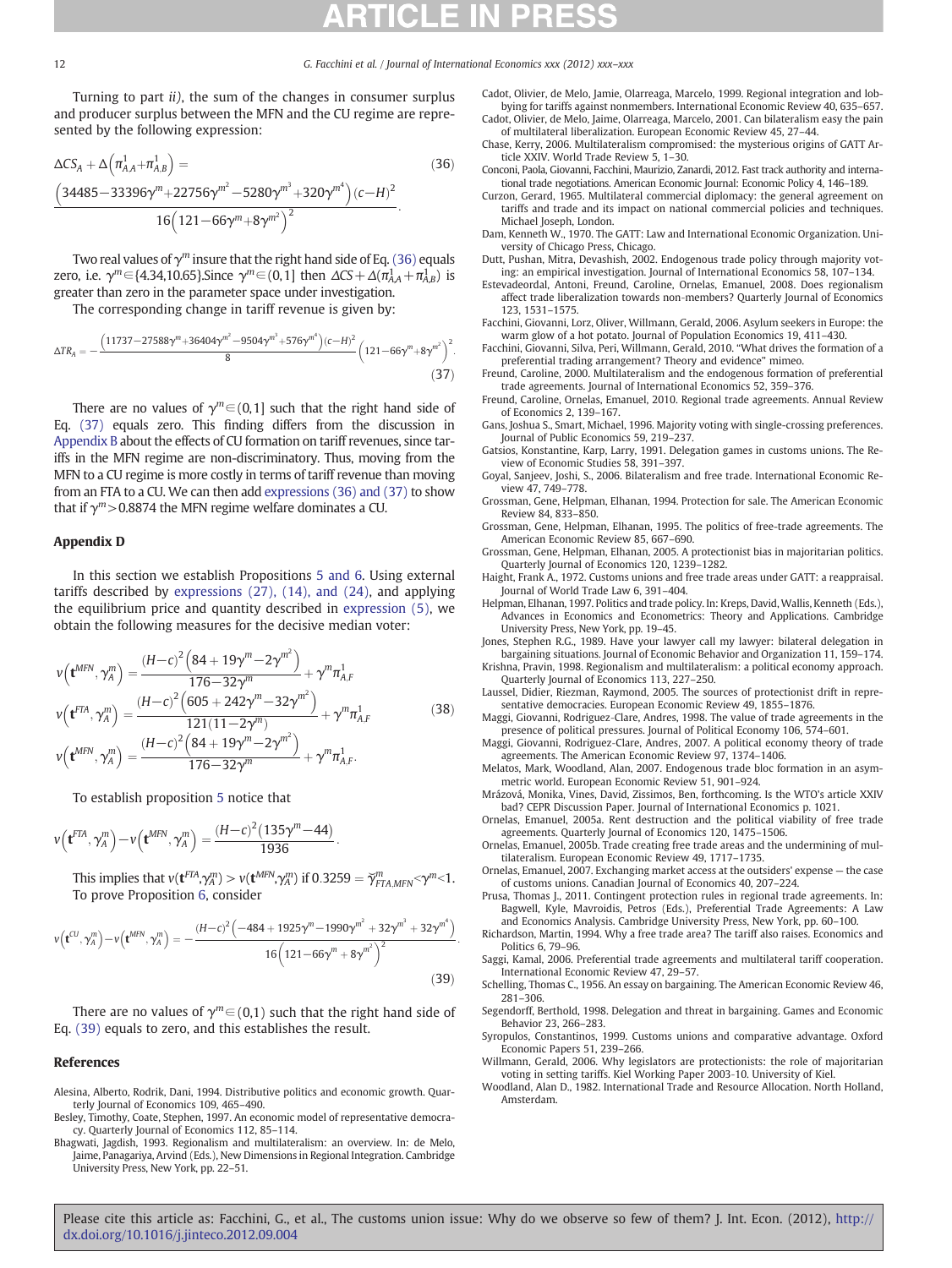Turning to part *ii)*, the sum of the changes in consumer surplus and producer surplus between the MFN and the CU regime are represented by the following expression:

$$\Delta CS_A + \Delta\left(\pi^1_{A,A} + \pi^1_{A,B}\right) = \frac{\left(34485 - 33396\gamma^m + 22756\gamma^{m^2} - 5280\gamma^{m^3} + 320\gamma^{m^4}\right)(c-H)^2}{16\left(121 - 66\gamma^m + 8\gamma^{m^2}\right)^2}. \tag{36}$$

Two real values of $\gamma^m$ insure that the right hand side of Eq. (36) equals zero, i.e. $\gamma^m \in \{4.34, 10.65\}$. Since $\gamma^m \in (0,1]$ then $\Delta CS + \Delta(\pi^1_{A,A} + \pi^1_{A,B})$ is greater than zero in the parameter space under investigation.

The corresponding change in tariff revenue is given by:

$$\Delta TR_A = -\frac{\left(11737 - 27588\gamma^m + 36404\gamma^{m^2} - 9504\gamma^{m^3} + 576\gamma^{m^4}\right)(c-H)^2}{8}\left(121 - 66\gamma^m + 8\gamma^{m^2}\right)^2. \tag{37}$$

There are no values of $\gamma^m \in (0,1]$ such that the right hand side of Eq. (37) equals zero. This finding differs from the discussion in Appendix B about the effects of CU formation on tariff revenues, since tariffs in the MFN regime are non-discriminatory. Thus, moving from the MFN to a CU regime is more costly in terms of tariff revenue than moving from an FTA to a CU. We can then add expressions (36) and (37) to show that if $\gamma^m > 0.8874$ the MFN regime welfare dominates a CU.

## Appendix D

In this section we establish Propositions 5 and 6. Using external tariffs described by expressions (27), (14), and (24), and applying the equilibrium price and quantity described in expression (5), we obtain the following measures for the decisive median voter:

$$\begin{aligned}
v\left(\mathbf{t}^{MFN}, \gamma^m_A\right) &= \frac{(H-c)^2\left(84 + 19\gamma^m - 2\gamma^{m^2}\right)}{176 - 32\gamma^m} + \gamma^m \pi^1_{A,F} \\
v\left(\mathbf{t}^{FTA}, \gamma^m_A\right) &= \frac{(H-c)^2\left(605 + 242\gamma^m - 32\gamma^{m^2}\right)}{121(11 - 2\gamma^m)} + \gamma^m \pi^1_{A,F} \\
v\left(\mathbf{t}^{MFN}, \gamma^m_A\right) &= \frac{(H-c)^2\left(84 + 19\gamma^m - 2\gamma^{m^2}\right)}{176 - 32\gamma^m} + \gamma^m \pi^1_{A,F}.
\end{aligned} \tag{38}$$

To establish proposition 5 notice that

$$v\left(\mathbf{t}^{FTA}, \gamma^m_A\right) - v\left(\mathbf{t}^{MFN}, \gamma^m_A\right) = \frac{(H-c)^2(135\gamma^m - 44)}{1936}.$$

This implies that $v(\mathbf{t}^{FTA}, \gamma^m_A) > v(\mathbf{t}^{MFN}, \gamma^m_A)$ if $0.3259 = \tilde{\gamma}^m_{FTA,MFN} < \gamma^m < 1$. To prove Proposition 6, consider

$$v\left(\mathbf{t}^{CU}, \gamma^m_A\right) - v\left(\mathbf{t}^{MFN}, \gamma^m_A\right) = -\frac{(H-c)^2\left(-484 + 1925\gamma^m - 1990\gamma^{m^2} + 32\gamma^{m^3} + 32\gamma^{m^4}\right)}{16\left(121 - 66\gamma^m + 8\gamma^{m^2}\right)^2}. \tag{39}$$

There are no values of $\gamma^m \in (0,1)$ such that the right hand side of Eq. (39) equals to zero, and this establishes the result.

## References

Alesina, Alberto, Rodrik, Dani, 1994. Distributive politics and economic growth. Quarterly Journal of Economics 109, 465–490.

Besley, Timothy, Coate, Stephen, 1997. An economic model of representative democracy. Quarterly Journal of Economics 112, 85–114.

Bhagwati, Jagdish, 1993. Regionalism and multilateralism: an overview. In: de Melo, Jaime, Panagariya, Arvind (Eds.), New Dimensions in Regional Integration. Cambridge University Press, New York, pp. 22–51.

Cadot, Olivier, de Melo, Jamie, Olarreaga, Marcelo, 1999. Regional integration and lobbying for tariffs against nonmembers. International Economic Review 40, 635–657.

Cadot, Olivier, de Melo, Jaime, Olarreaga, Marcelo, 2001. Can bilateralism easy the pain of multilateral liberalization. European Economic Review 45, 27–44.

Chase, Kerry, 2006. Multilateralism compromised: the mysterious origins of GATT Article XXIV. World Trade Review 5, 1–30.

Conconi, Paola, Giovanni, Facchini, Maurizio, Zanardi, 2012. Fast track authority and international trade negotiations. American Economic Journal: Economic Policy 4, 146–189.

Curzon, Gerard, 1965. Multilateral commercial diplomacy: the general agreement on tariffs and trade and its impact on national commercial policies and techniques. Michael Joseph, London.

Dam, Kenneth W., 1970. The GATT: Law and International Economic Organization. University of Chicago Press, Chicago.

Dutt, Pushan, Mitra, Devashish, 2002. Endogenous trade policy through majority voting: an empirical investigation. Journal of International Economics 58, 107–134.

Estevadeordal, Antoni, Freund, Caroline, Ornelas, Emanuel, 2008. Does regionalism affect trade liberalization towards non-members? Quarterly Journal of Economics 123, 1531–1575.

Facchini, Giovanni, Lorz, Oliver, Willmann, Gerald, 2006. Asylum seekers in Europe: the warm glow of a hot potato. Journal of Population Economics 19, 411–430.

Facchini, Giovanni, Silva, Peri, Willmann, Gerald, 2010. "What drives the formation of a preferential trading arrangement? Theory and evidence" mimeo.

Freund, Caroline, 2000. Multilateralism and the endogenous formation of preferential trade agreements. Journal of International Economics 52, 359–376.

Freund, Caroline, Ornelas, Emanuel, 2010. Regional trade agreements. Annual Review of Economics 2, 139–167.

Gans, Joshua S., Smart, Michael, 1996. Majority voting with single-crossing preferences. Journal of Public Economics 59, 219–237.

Gatsios, Konstantine, Karp, Larry, 1991. Delegation games in customs unions. The Review of Economic Studies 58, 391–397.

Goyal, Sanjeev, Joshi, S., 2006. Bilateralism and free trade. International Economic Review 47, 749–778.

Grossman, Gene, Helpman, Elhanan, 1994. Protection for sale. The American Economic Review 84, 833–850.

Grossman, Gene, Helpman, Elhanan, 1995. The politics of free-trade agreements. The American Economic Review 85, 667–690.

Grossman, Gene, Helpman, Elhanan, 2005. A protectionist bias in majoritarian politics. Quarterly Journal of Economics 120, 1239–1282.

Haight, Frank A., 1972. Customs unions and free trade areas under GATT: a reappraisal. Journal of World Trade Law 6, 391–404.

Helpman, Elhanan, 1997. Politics and trade policy. In: Kreps, David, Wallis, Kenneth (Eds.), Advances in Economics and Econometrics: Theory and Applications. Cambridge University Press, New York, pp. 19–45.

Jones, Stephen R.G., 1989. Have your lawyer call my lawyer: bilateral delegation in bargaining situations. Journal of Economic Behavior and Organization 11, 159–174.

Krishna, Pravin, 1998. Regionalism and multilateralism: a political economy approach. Quarterly Journal of Economics 113, 227–250.

Laussel, Didier, Riezman, Raymond, 2005. The sources of protectionist drift in representative democracies. European Economic Review 49, 1855–1876.

Maggi, Giovanni, Rodriguez-Clare, Andres, 1998. The value of trade agreements in the presence of political pressures. Journal of Political Economy 106, 574–601.

Maggi, Giovanni, Rodriguez-Clare, Andres, 2007. A political economy theory of trade agreements. The American Economic Review 97, 1374–1406.

Melatos, Mark, Woodland, Alan, 2007. Endogenous trade bloc formation in an asymmetric world. European Economic Review 51, 901–924.

Mrázová, Monika, Vines, David, Zissimos, Ben, forthcoming. Is the WTO's article XXIV bad? CEPR Discussion Paper. Journal of International Economics p. 1021.

Ornelas, Emanuel, 2005a. Rent destruction and the political viability of free trade agreements. Quarterly Journal of Economics 120, 1475–1506.

Ornelas, Emanuel, 2005b. Trade creating free trade areas and the undermining of multilateralism. European Economic Review 49, 1717–1735.

Ornelas, Emanuel, 2007. Exchanging market access at the outsiders' expense — the case of customs unions. Canadian Journal of Economics 40, 207–224.

Prusa, Thomas J., 2011. Contingent protection rules in regional trade agreements. In: Bagwell, Kyle, Mavroidis, Petros (Eds.), Preferential Trade Agreements: A Law and Economics Analysis. Cambridge University Press, New York, pp. 60–100.

Richardson, Martin, 1994. Why a free trade area? The tariff also rises. Economics and Politics 6, 79–96.

Saggi, Kamal, 2006. Preferential trade agreements and multilateral tariff cooperation. International Economic Review 47, 29–57.

Schelling, Thomas C., 1956. An essay on bargaining. The American Economic Review 46, 281–306.

Segendorff, Berthold, 1998. Delegation and threat in bargaining. Games and Economic Behavior 23, 266–283.

Syropulos, Constantinos, 1999. Customs unions and comparative advantage. Oxford Economic Papers 51, 239–266.

Willmann, Gerald, 2006. Why legislators are protectionists: the role of majoritarian voting in setting tariffs. Kiel Working Paper 2003-10. University of Kiel.

Woodland, Alan D., 1982. International Trade and Resource Allocation. North Holland, Amsterdam.